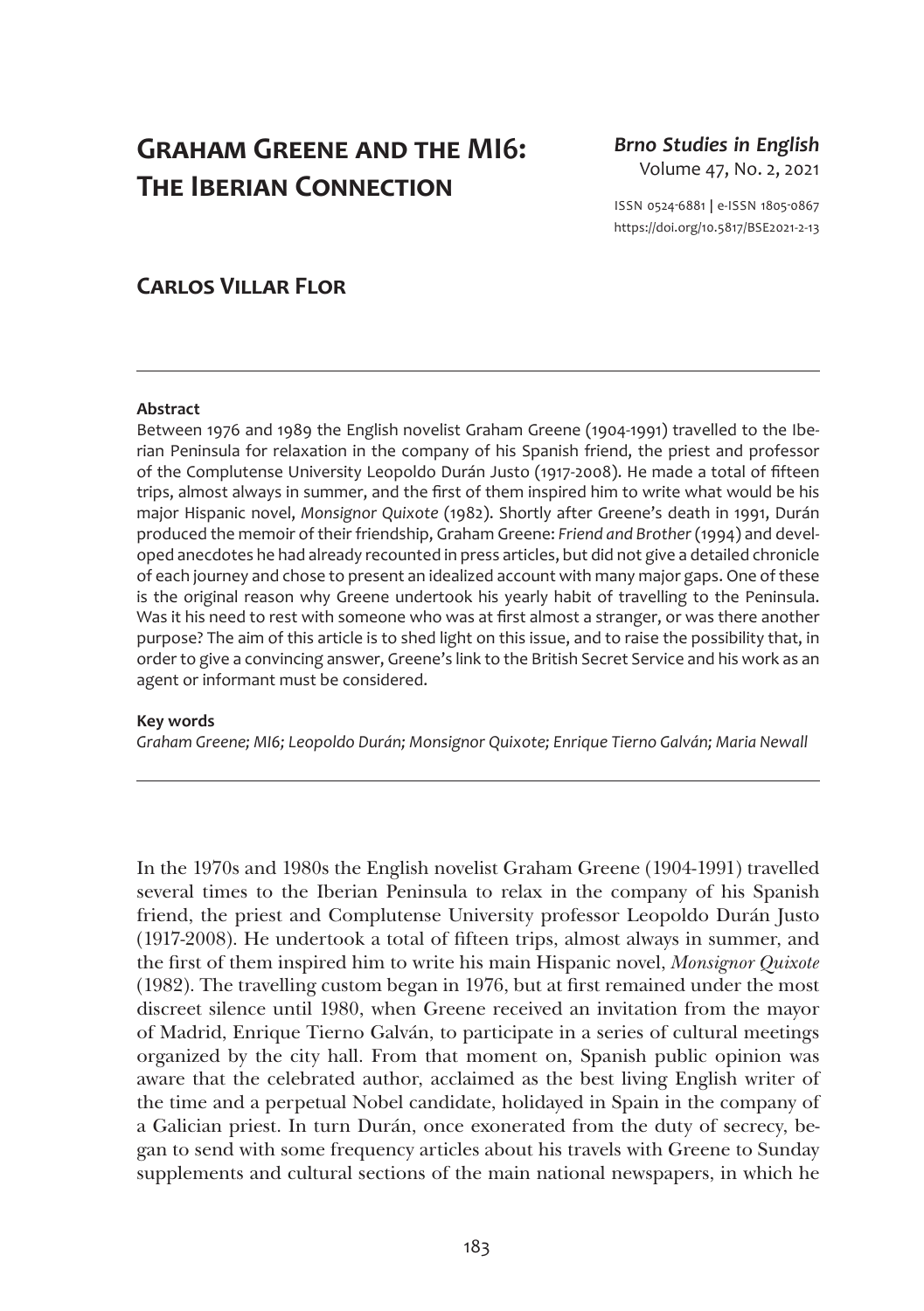# Graham Greene and the MI6: The Iberian Connection

*Brno Studies in English*
Volume 47, No. 2, 2021

ISSN 0524-6881 | e-ISSN 1805-0867
https://doi.org/10.5817/BSE2021-2-13

## Carlos Villar Flor

---

**Abstract**

Between 1976 and 1989 the English novelist Graham Greene (1904-1991) travelled to the Iberian Peninsula for relaxation in the company of his Spanish friend, the priest and professor of the Complutense University Leopoldo Durán Justo (1917-2008). He made a total of fifteen trips, almost always in summer, and the first of them inspired him to write what would be his major Hispanic novel, *Monsignor Quixote* (1982). Shortly after Greene's death in 1991, Durán produced the memoir of their friendship, Graham Greene: *Friend and Brother* (1994) and developed anecdotes he had already recounted in press articles, but did not give a detailed chronicle of each journey and chose to present an idealized account with many major gaps. One of these is the original reason why Greene undertook his yearly habit of travelling to the Peninsula. Was it his need to rest with someone who was at first almost a stranger, or was there another purpose? The aim of this article is to shed light on this issue, and to raise the possibility that, in order to give a convincing answer, Greene's link to the British Secret Service and his work as an agent or informant must be considered.

**Key words**

*Graham Greene; MI6; Leopoldo Durán; Monsignor Quixote; Enrique Tierno Galván; Maria Newall*

---

In the 1970s and 1980s the English novelist Graham Greene (1904-1991) travelled several times to the Iberian Peninsula to relax in the company of his Spanish friend, the priest and Complutense University professor Leopoldo Durán Justo (1917-2008). He undertook a total of fifteen trips, almost always in summer, and the first of them inspired him to write his main Hispanic novel, *Monsignor Quixote* (1982). The travelling custom began in 1976, but at first remained under the most discreet silence until 1980, when Greene received an invitation from the mayor of Madrid, Enrique Tierno Galván, to participate in a series of cultural meetings organized by the city hall. From that moment on, Spanish public opinion was aware that the celebrated author, acclaimed as the best living English writer of the time and a perpetual Nobel candidate, holidayed in Spain in the company of a Galician priest. In turn Durán, once exonerated from the duty of secrecy, began to send with some frequency articles about his travels with Greene to Sunday supplements and cultural sections of the main national newspapers, in which he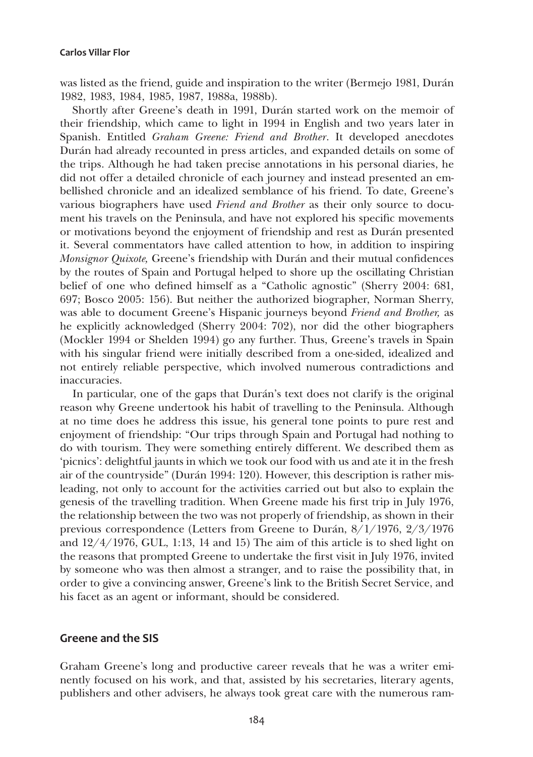was listed as the friend, guide and inspiration to the writer (Bermejo 1981, Durán 1982, 1983, 1984, 1985, 1987, 1988a, 1988b).

Shortly after Greene's death in 1991, Durán started work on the memoir of their friendship, which came to light in 1994 in English and two years later in Spanish. Entitled *Graham Greene: Friend and Brother*. It developed anecdotes Durán had already recounted in press articles, and expanded details on some of the trips. Although he had taken precise annotations in his personal diaries, he did not offer a detailed chronicle of each journey and instead presented an embellished chronicle and an idealized semblance of his friend. To date, Greene's various biographers have used *Friend and Brother* as their only source to document his travels on the Peninsula, and have not explored his specific movements or motivations beyond the enjoyment of friendship and rest as Durán presented it. Several commentators have called attention to how, in addition to inspiring *Monsignor Quixote,* Greene's friendship with Durán and their mutual confidences by the routes of Spain and Portugal helped to shore up the oscillating Christian belief of one who defined himself as a "Catholic agnostic" (Sherry 2004: 681, 697; Bosco 2005: 156). But neither the authorized biographer, Norman Sherry, was able to document Greene's Hispanic journeys beyond *Friend and Brother,* as he explicitly acknowledged (Sherry 2004: 702), nor did the other biographers (Mockler 1994 or Shelden 1994) go any further. Thus, Greene's travels in Spain with his singular friend were initially described from a one-sided, idealized and not entirely reliable perspective, which involved numerous contradictions and inaccuracies.

In particular, one of the gaps that Durán's text does not clarify is the original reason why Greene undertook his habit of travelling to the Peninsula. Although at no time does he address this issue, his general tone points to pure rest and enjoyment of friendship: "Our trips through Spain and Portugal had nothing to do with tourism. They were something entirely different. We described them as 'picnics': delightful jaunts in which we took our food with us and ate it in the fresh air of the countryside" (Durán 1994: 120). However, this description is rather misleading, not only to account for the activities carried out but also to explain the genesis of the travelling tradition. When Greene made his first trip in July 1976, the relationship between the two was not properly of friendship, as shown in their previous correspondence (Letters from Greene to Durán, 8/1/1976, 2/3/1976 and 12/4/1976, GUL, 1:13, 14 and 15) The aim of this article is to shed light on the reasons that prompted Greene to undertake the first visit in July 1976, invited by someone who was then almost a stranger, and to raise the possibility that, in order to give a convincing answer, Greene's link to the British Secret Service, and his facet as an agent or informant, should be considered.

## Greene and the SIS

Graham Greene's long and productive career reveals that he was a writer eminently focused on his work, and that, assisted by his secretaries, literary agents, publishers and other advisers, he always took great care with the numerous ram-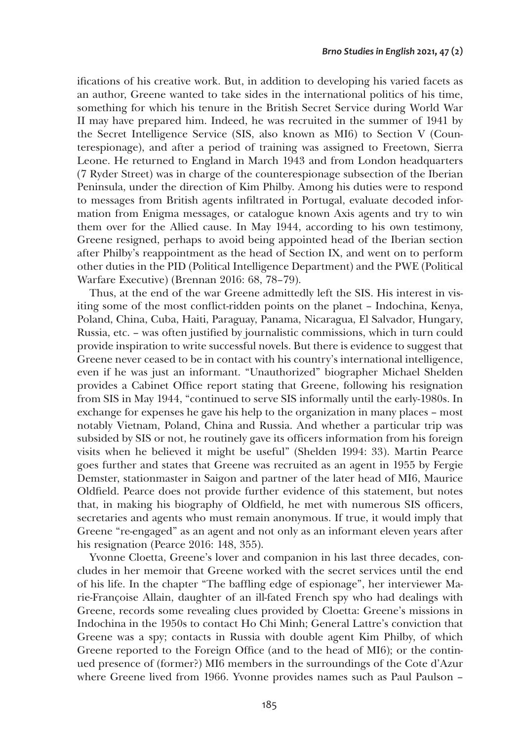ifications of his creative work. But, in addition to developing his varied facets as an author, Greene wanted to take sides in the international politics of his time, something for which his tenure in the British Secret Service during World War II may have prepared him. Indeed, he was recruited in the summer of 1941 by the Secret Intelligence Service (SIS, also known as MI6) to Section V (Counterespionage), and after a period of training was assigned to Freetown, Sierra Leone. He returned to England in March 1943 and from London headquarters (7 Ryder Street) was in charge of the counterespionage subsection of the Iberian Peninsula, under the direction of Kim Philby. Among his duties were to respond to messages from British agents infiltrated in Portugal, evaluate decoded information from Enigma messages, or catalogue known Axis agents and try to win them over for the Allied cause. In May 1944, according to his own testimony, Greene resigned, perhaps to avoid being appointed head of the Iberian section after Philby's reappointment as the head of Section IX, and went on to perform other duties in the PID (Political Intelligence Department) and the PWE (Political Warfare Executive) (Brennan 2016: 68, 78–79).

Thus, at the end of the war Greene admittedly left the SIS. His interest in visiting some of the most conflict-ridden points on the planet – Indochina, Kenya, Poland, China, Cuba, Haiti, Paraguay, Panama, Nicaragua, El Salvador, Hungary, Russia, etc. – was often justified by journalistic commissions, which in turn could provide inspiration to write successful novels. But there is evidence to suggest that Greene never ceased to be in contact with his country's international intelligence, even if he was just an informant. "Unauthorized" biographer Michael Shelden provides a Cabinet Office report stating that Greene, following his resignation from SIS in May 1944, "continued to serve SIS informally until the early-1980s. In exchange for expenses he gave his help to the organization in many places – most notably Vietnam, Poland, China and Russia. And whether a particular trip was subsided by SIS or not, he routinely gave its officers information from his foreign visits when he believed it might be useful" (Shelden 1994: 33). Martin Pearce goes further and states that Greene was recruited as an agent in 1955 by Fergie Demster, stationmaster in Saigon and partner of the later head of MI6, Maurice Oldfield. Pearce does not provide further evidence of this statement, but notes that, in making his biography of Oldfield, he met with numerous SIS officers, secretaries and agents who must remain anonymous. If true, it would imply that Greene "re-engaged" as an agent and not only as an informant eleven years after his resignation (Pearce 2016: 148, 355).

Yvonne Cloetta, Greene's lover and companion in his last three decades, concludes in her memoir that Greene worked with the secret services until the end of his life. In the chapter "The baffling edge of espionage", her interviewer Marie-Françoise Allain, daughter of an ill-fated French spy who had dealings with Greene, records some revealing clues provided by Cloetta: Greene's missions in Indochina in the 1950s to contact Ho Chi Minh; General Lattre's conviction that Greene was a spy; contacts in Russia with double agent Kim Philby, of which Greene reported to the Foreign Office (and to the head of MI6); or the continued presence of (former?) MI6 members in the surroundings of the Cote d'Azur where Greene lived from 1966. Yvonne provides names such as Paul Paulson –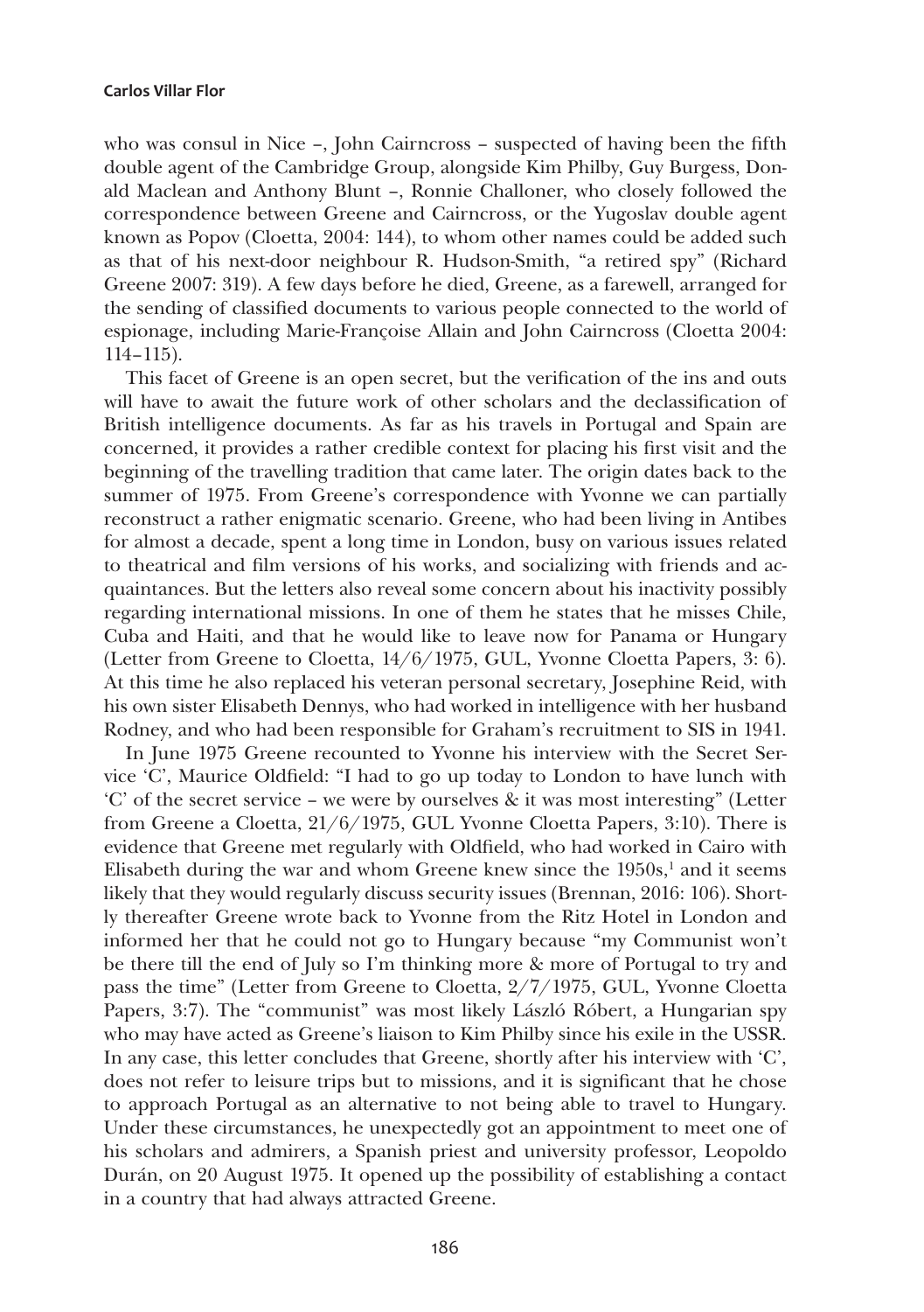who was consul in Nice –, John Cairncross – suspected of having been the fifth double agent of the Cambridge Group, alongside Kim Philby, Guy Burgess, Donald Maclean and Anthony Blunt –, Ronnie Challoner, who closely followed the correspondence between Greene and Cairncross, or the Yugoslav double agent known as Popov (Cloetta, 2004: 144), to whom other names could be added such as that of his next-door neighbour R. Hudson-Smith, "a retired spy" (Richard Greene 2007: 319). A few days before he died, Greene, as a farewell, arranged for the sending of classified documents to various people connected to the world of espionage, including Marie-Françoise Allain and John Cairncross (Cloetta 2004: 114–115).

This facet of Greene is an open secret, but the verification of the ins and outs will have to await the future work of other scholars and the declassification of British intelligence documents. As far as his travels in Portugal and Spain are concerned, it provides a rather credible context for placing his first visit and the beginning of the travelling tradition that came later. The origin dates back to the summer of 1975. From Greene's correspondence with Yvonne we can partially reconstruct a rather enigmatic scenario. Greene, who had been living in Antibes for almost a decade, spent a long time in London, busy on various issues related to theatrical and film versions of his works, and socializing with friends and acquaintances. But the letters also reveal some concern about his inactivity possibly regarding international missions. In one of them he states that he misses Chile, Cuba and Haiti, and that he would like to leave now for Panama or Hungary (Letter from Greene to Cloetta, 14/6/1975, GUL, Yvonne Cloetta Papers, 3: 6). At this time he also replaced his veteran personal secretary, Josephine Reid, with his own sister Elisabeth Dennys, who had worked in intelligence with her husband Rodney, and who had been responsible for Graham's recruitment to SIS in 1941.

In June 1975 Greene recounted to Yvonne his interview with the Secret Service 'C', Maurice Oldfield: "I had to go up today to London to have lunch with 'C' of the secret service – we were by ourselves & it was most interesting" (Letter from Greene a Cloetta, 21/6/1975, GUL Yvonne Cloetta Papers, 3:10). There is evidence that Greene met regularly with Oldfield, who had worked in Cairo with Elisabeth during the war and whom Greene knew since the 1950s,[1] and it seems likely that they would regularly discuss security issues (Brennan, 2016: 106). Shortly thereafter Greene wrote back to Yvonne from the Ritz Hotel in London and informed her that he could not go to Hungary because "my Communist won't be there till the end of July so I'm thinking more & more of Portugal to try and pass the time" (Letter from Greene to Cloetta, 2/7/1975, GUL, Yvonne Cloetta Papers, 3:7). The "communist" was most likely László Róbert, a Hungarian spy who may have acted as Greene's liaison to Kim Philby since his exile in the USSR. In any case, this letter concludes that Greene, shortly after his interview with 'C', does not refer to leisure trips but to missions, and it is significant that he chose to approach Portugal as an alternative to not being able to travel to Hungary. Under these circumstances, he unexpectedly got an appointment to meet one of his scholars and admirers, a Spanish priest and university professor, Leopoldo Durán, on 20 August 1975. It opened up the possibility of establishing a contact in a country that had always attracted Greene.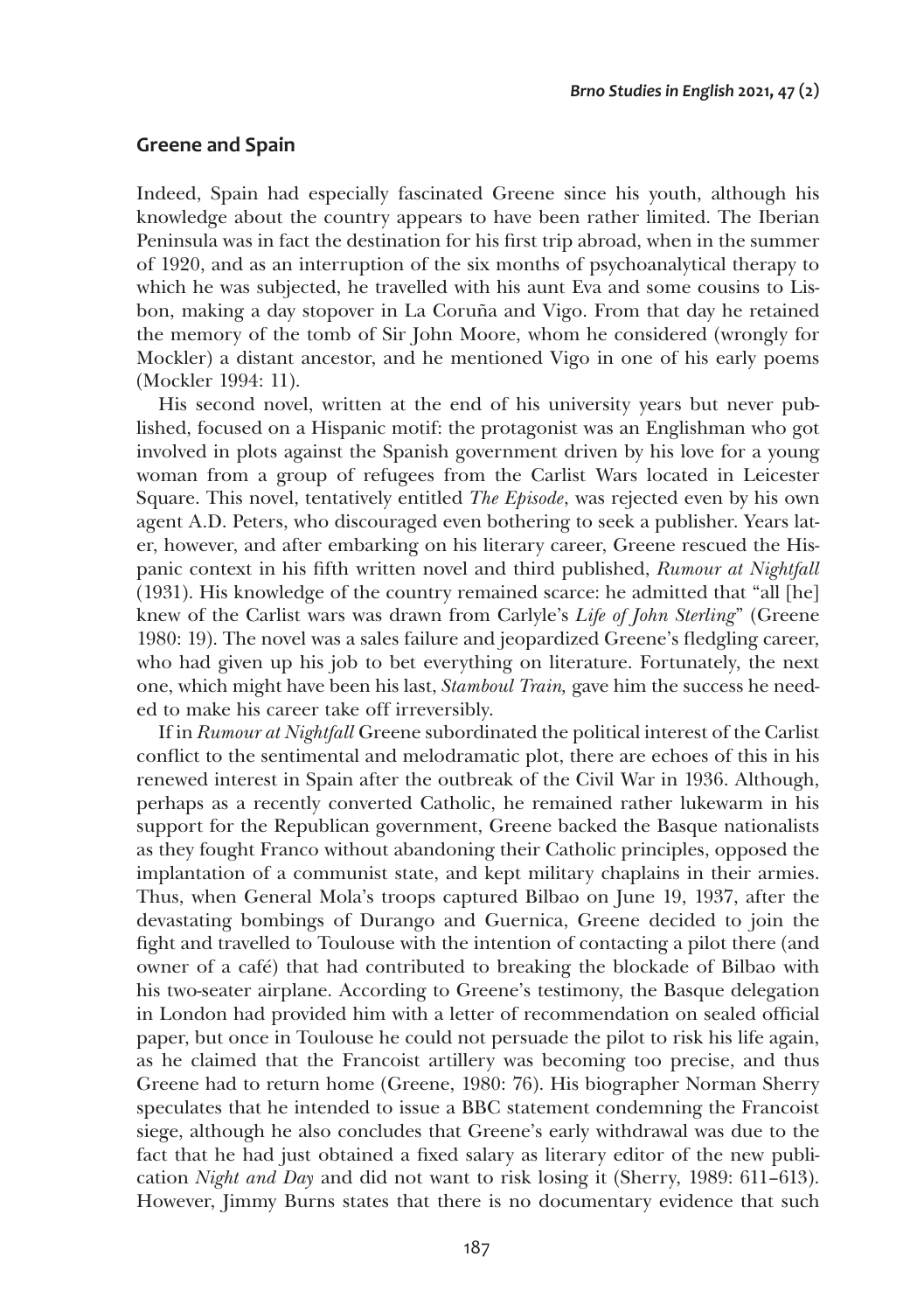## Greene and Spain

Indeed, Spain had especially fascinated Greene since his youth, although his knowledge about the country appears to have been rather limited. The Iberian Peninsula was in fact the destination for his first trip abroad, when in the summer of 1920, and as an interruption of the six months of psychoanalytical therapy to which he was subjected, he travelled with his aunt Eva and some cousins to Lisbon, making a day stopover in La Coruña and Vigo. From that day he retained the memory of the tomb of Sir John Moore, whom he considered (wrongly for Mockler) a distant ancestor, and he mentioned Vigo in one of his early poems (Mockler 1994: 11).

His second novel, written at the end of his university years but never published, focused on a Hispanic motif: the protagonist was an Englishman who got involved in plots against the Spanish government driven by his love for a young woman from a group of refugees from the Carlist Wars located in Leicester Square. This novel, tentatively entitled *The Episode*, was rejected even by his own agent A.D. Peters, who discouraged even bothering to seek a publisher. Years later, however, and after embarking on his literary career, Greene rescued the Hispanic context in his fifth written novel and third published, *Rumour at Nightfall* (1931). His knowledge of the country remained scarce: he admitted that "all [he] knew of the Carlist wars was drawn from Carlyle's *Life of John Sterling*" (Greene 1980: 19). The novel was a sales failure and jeopardized Greene's fledgling career, who had given up his job to bet everything on literature. Fortunately, the next one, which might have been his last, *Stamboul Train,* gave him the success he needed to make his career take off irreversibly.

If in *Rumour at Nightfall* Greene subordinated the political interest of the Carlist conflict to the sentimental and melodramatic plot, there are echoes of this in his renewed interest in Spain after the outbreak of the Civil War in 1936. Although, perhaps as a recently converted Catholic, he remained rather lukewarm in his support for the Republican government, Greene backed the Basque nationalists as they fought Franco without abandoning their Catholic principles, opposed the implantation of a communist state, and kept military chaplains in their armies. Thus, when General Mola's troops captured Bilbao on June 19, 1937, after the devastating bombings of Durango and Guernica, Greene decided to join the fight and travelled to Toulouse with the intention of contacting a pilot there (and owner of a café) that had contributed to breaking the blockade of Bilbao with his two-seater airplane. According to Greene's testimony, the Basque delegation in London had provided him with a letter of recommendation on sealed official paper, but once in Toulouse he could not persuade the pilot to risk his life again, as he claimed that the Francoist artillery was becoming too precise, and thus Greene had to return home (Greene, 1980: 76). His biographer Norman Sherry speculates that he intended to issue a BBC statement condemning the Francoist siege, although he also concludes that Greene's early withdrawal was due to the fact that he had just obtained a fixed salary as literary editor of the new publication *Night and Day* and did not want to risk losing it (Sherry, 1989: 611–613). However, Jimmy Burns states that there is no documentary evidence that such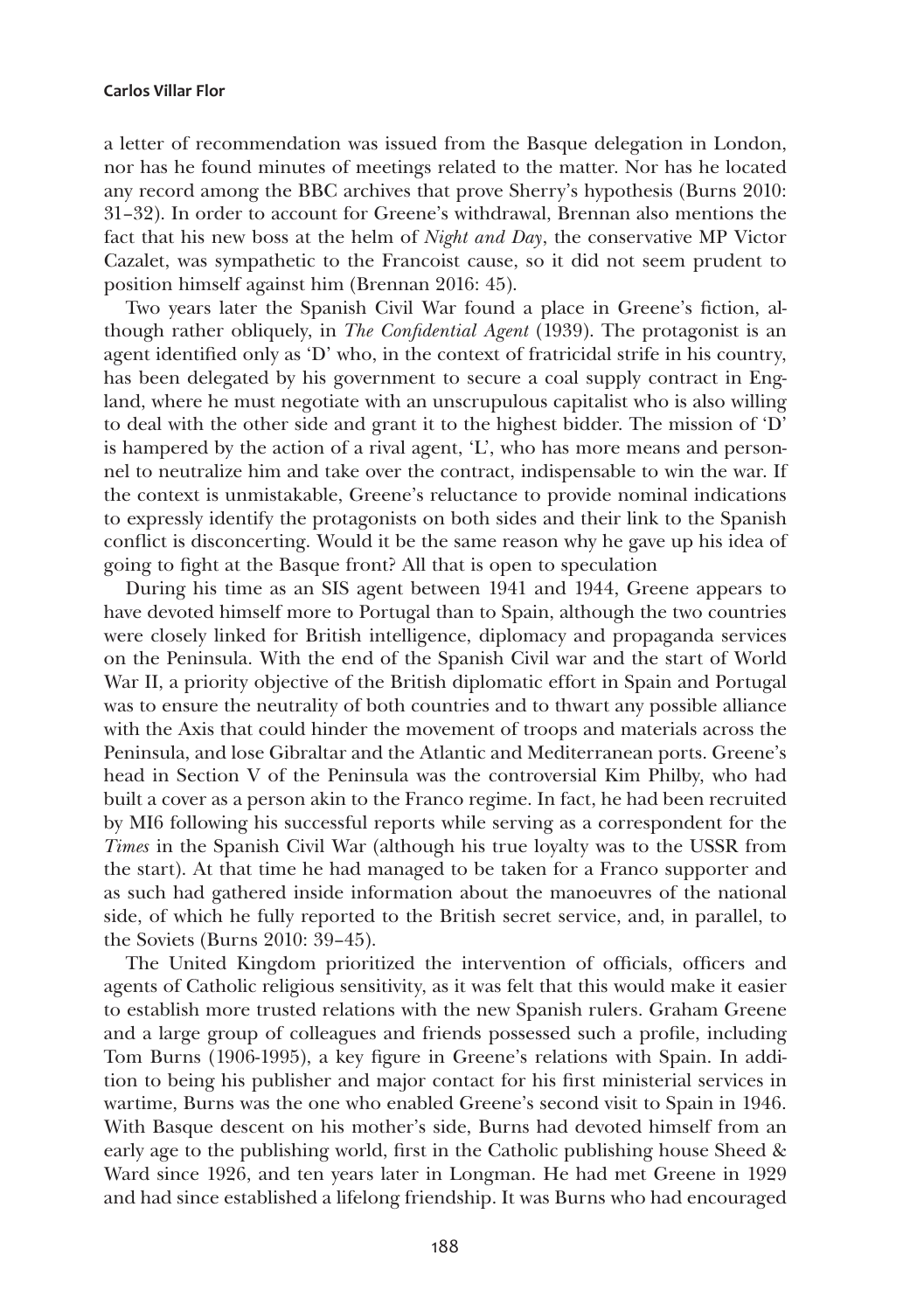a letter of recommendation was issued from the Basque delegation in London, nor has he found minutes of meetings related to the matter. Nor has he located any record among the BBC archives that prove Sherry's hypothesis (Burns 2010: 31–32). In order to account for Greene's withdrawal, Brennan also mentions the fact that his new boss at the helm of *Night and Day*, the conservative MP Victor Cazalet, was sympathetic to the Francoist cause, so it did not seem prudent to position himself against him (Brennan 2016: 45).

Two years later the Spanish Civil War found a place in Greene's fiction, although rather obliquely, in *The Confidential Agent* (1939). The protagonist is an agent identified only as 'D' who, in the context of fratricidal strife in his country, has been delegated by his government to secure a coal supply contract in England, where he must negotiate with an unscrupulous capitalist who is also willing to deal with the other side and grant it to the highest bidder. The mission of 'D' is hampered by the action of a rival agent, 'L', who has more means and personnel to neutralize him and take over the contract, indispensable to win the war. If the context is unmistakable, Greene's reluctance to provide nominal indications to expressly identify the protagonists on both sides and their link to the Spanish conflict is disconcerting. Would it be the same reason why he gave up his idea of going to fight at the Basque front? All that is open to speculation

During his time as an SIS agent between 1941 and 1944, Greene appears to have devoted himself more to Portugal than to Spain, although the two countries were closely linked for British intelligence, diplomacy and propaganda services on the Peninsula. With the end of the Spanish Civil war and the start of World War II, a priority objective of the British diplomatic effort in Spain and Portugal was to ensure the neutrality of both countries and to thwart any possible alliance with the Axis that could hinder the movement of troops and materials across the Peninsula, and lose Gibraltar and the Atlantic and Mediterranean ports. Greene's head in Section V of the Peninsula was the controversial Kim Philby, who had built a cover as a person akin to the Franco regime. In fact, he had been recruited by MI6 following his successful reports while serving as a correspondent for the *Times* in the Spanish Civil War (although his true loyalty was to the USSR from the start). At that time he had managed to be taken for a Franco supporter and as such had gathered inside information about the manoeuvres of the national side, of which he fully reported to the British secret service, and, in parallel, to the Soviets (Burns 2010: 39–45).

The United Kingdom prioritized the intervention of officials, officers and agents of Catholic religious sensitivity, as it was felt that this would make it easier to establish more trusted relations with the new Spanish rulers. Graham Greene and a large group of colleagues and friends possessed such a profile, including Tom Burns (1906-1995), a key figure in Greene's relations with Spain. In addition to being his publisher and major contact for his first ministerial services in wartime, Burns was the one who enabled Greene's second visit to Spain in 1946. With Basque descent on his mother's side, Burns had devoted himself from an early age to the publishing world, first in the Catholic publishing house Sheed & Ward since 1926, and ten years later in Longman. He had met Greene in 1929 and had since established a lifelong friendship. It was Burns who had encouraged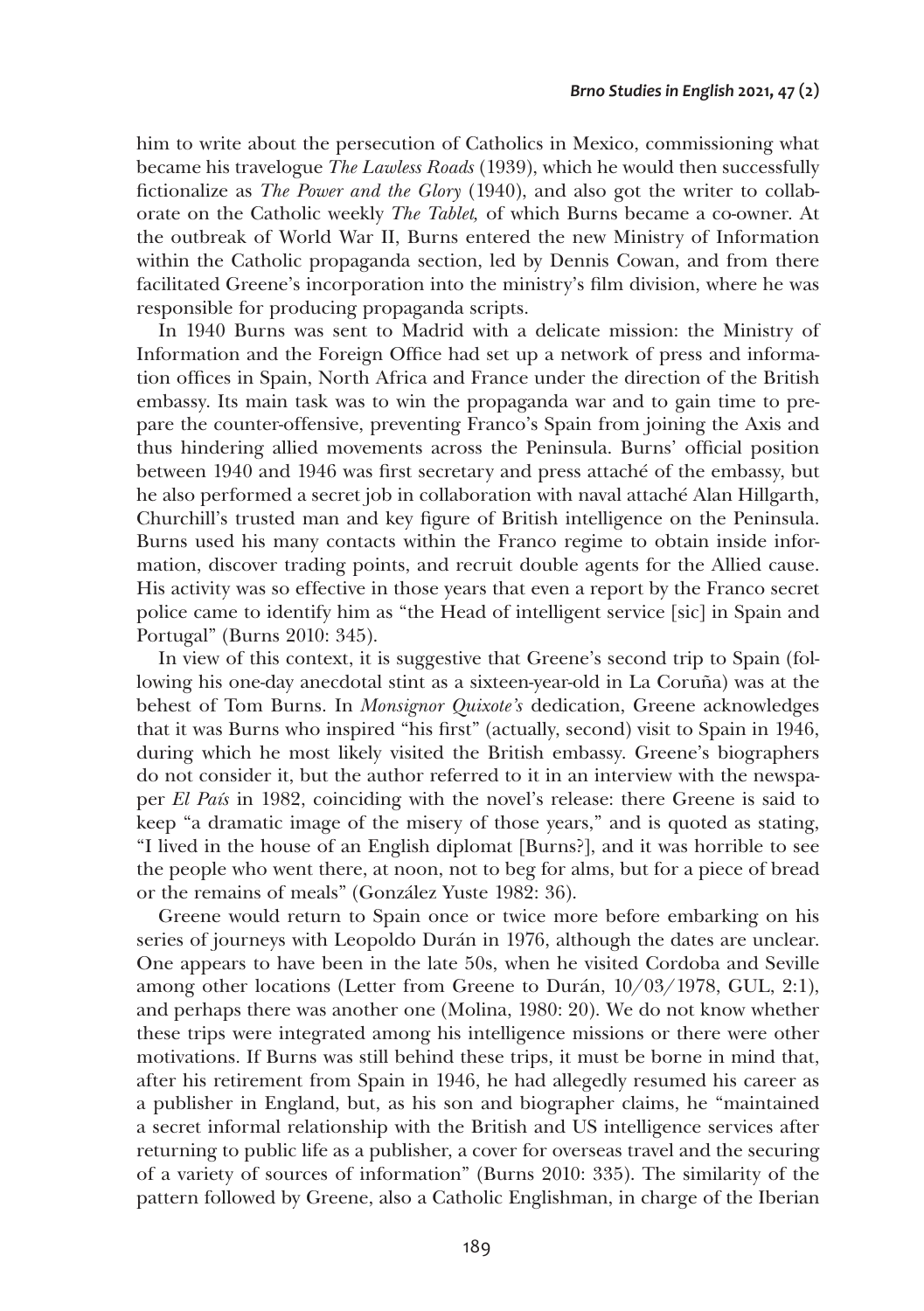him to write about the persecution of Catholics in Mexico, commissioning what became his travelogue *The Lawless Roads* (1939), which he would then successfully fictionalize as *The Power and the Glory* (1940), and also got the writer to collaborate on the Catholic weekly *The Tablet,* of which Burns became a co-owner. At the outbreak of World War II, Burns entered the new Ministry of Information within the Catholic propaganda section, led by Dennis Cowan, and from there facilitated Greene's incorporation into the ministry's film division, where he was responsible for producing propaganda scripts.

In 1940 Burns was sent to Madrid with a delicate mission: the Ministry of Information and the Foreign Office had set up a network of press and information offices in Spain, North Africa and France under the direction of the British embassy. Its main task was to win the propaganda war and to gain time to prepare the counter-offensive, preventing Franco's Spain from joining the Axis and thus hindering allied movements across the Peninsula. Burns' official position between 1940 and 1946 was first secretary and press attaché of the embassy, but he also performed a secret job in collaboration with naval attaché Alan Hillgarth, Churchill's trusted man and key figure of British intelligence on the Peninsula. Burns used his many contacts within the Franco regime to obtain inside information, discover trading points, and recruit double agents for the Allied cause. His activity was so effective in those years that even a report by the Franco secret police came to identify him as "the Head of intelligent service [sic] in Spain and Portugal" (Burns 2010: 345).

In view of this context, it is suggestive that Greene's second trip to Spain (following his one-day anecdotal stint as a sixteen-year-old in La Coruña) was at the behest of Tom Burns. In *Monsignor Quixote's* dedication, Greene acknowledges that it was Burns who inspired "his first" (actually, second) visit to Spain in 1946, during which he most likely visited the British embassy. Greene's biographers do not consider it, but the author referred to it in an interview with the newspaper *El País* in 1982, coinciding with the novel's release: there Greene is said to keep "a dramatic image of the misery of those years," and is quoted as stating, "I lived in the house of an English diplomat [Burns?], and it was horrible to see the people who went there, at noon, not to beg for alms, but for a piece of bread or the remains of meals" (González Yuste 1982: 36).

Greene would return to Spain once or twice more before embarking on his series of journeys with Leopoldo Durán in 1976, although the dates are unclear. One appears to have been in the late 50s, when he visited Cordoba and Seville among other locations (Letter from Greene to Durán, 10/03/1978, GUL, 2:1), and perhaps there was another one (Molina, 1980: 20). We do not know whether these trips were integrated among his intelligence missions or there were other motivations. If Burns was still behind these trips, it must be borne in mind that, after his retirement from Spain in 1946, he had allegedly resumed his career as a publisher in England, but, as his son and biographer claims, he "maintained a secret informal relationship with the British and US intelligence services after returning to public life as a publisher, a cover for overseas travel and the securing of a variety of sources of information" (Burns 2010: 335). The similarity of the pattern followed by Greene, also a Catholic Englishman, in charge of the Iberian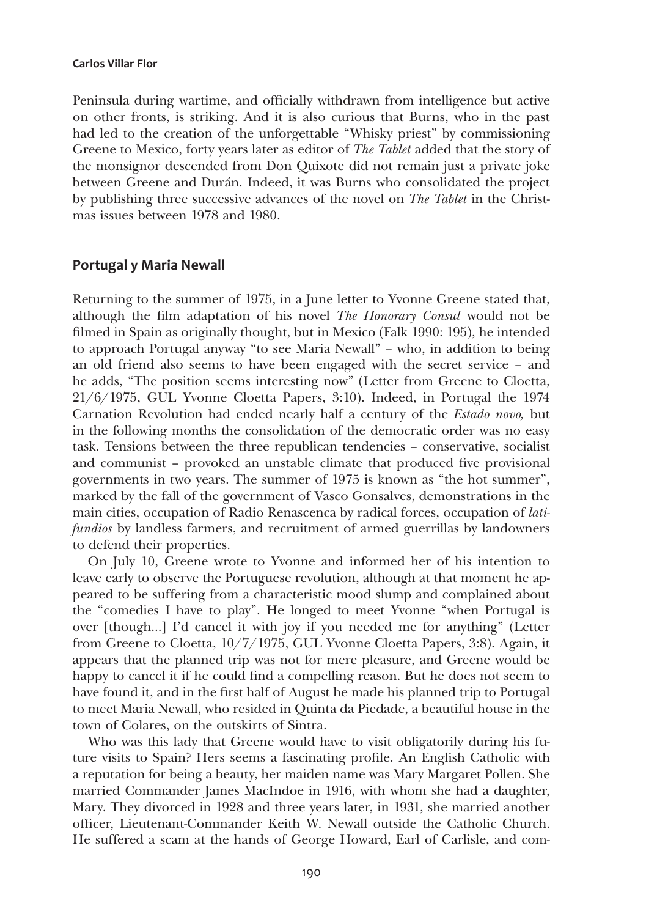Peninsula during wartime, and officially withdrawn from intelligence but active on other fronts, is striking. And it is also curious that Burns, who in the past had led to the creation of the unforgettable "Whisky priest" by commissioning Greene to Mexico, forty years later as editor of *The Tablet* added that the story of the monsignor descended from Don Quixote did not remain just a private joke between Greene and Durán. Indeed, it was Burns who consolidated the project by publishing three successive advances of the novel on *The Tablet* in the Christmas issues between 1978 and 1980.

## Portugal y Maria Newall

Returning to the summer of 1975, in a June letter to Yvonne Greene stated that, although the film adaptation of his novel *The Honorary Consul* would not be filmed in Spain as originally thought, but in Mexico (Falk 1990: 195), he intended to approach Portugal anyway "to see Maria Newall" – who, in addition to being an old friend also seems to have been engaged with the secret service – and he adds, "The position seems interesting now" (Letter from Greene to Cloetta, 21/6/1975, GUL Yvonne Cloetta Papers, 3:10). Indeed, in Portugal the 1974 Carnation Revolution had ended nearly half a century of the *Estado novo,* but in the following months the consolidation of the democratic order was no easy task. Tensions between the three republican tendencies – conservative, socialist and communist – provoked an unstable climate that produced five provisional governments in two years. The summer of 1975 is known as "the hot summer", marked by the fall of the government of Vasco Gonsalves, demonstrations in the main cities, occupation of Radio Renascenca by radical forces, occupation of *latifundios* by landless farmers, and recruitment of armed guerrillas by landowners to defend their properties.

On July 10, Greene wrote to Yvonne and informed her of his intention to leave early to observe the Portuguese revolution, although at that moment he appeared to be suffering from a characteristic mood slump and complained about the "comedies I have to play". He longed to meet Yvonne "when Portugal is over [though...] I'd cancel it with joy if you needed me for anything" (Letter from Greene to Cloetta, 10/7/1975, GUL Yvonne Cloetta Papers, 3:8). Again, it appears that the planned trip was not for mere pleasure, and Greene would be happy to cancel it if he could find a compelling reason. But he does not seem to have found it, and in the first half of August he made his planned trip to Portugal to meet Maria Newall, who resided in Quinta da Piedade, a beautiful house in the town of Colares, on the outskirts of Sintra.

Who was this lady that Greene would have to visit obligatorily during his future visits to Spain? Hers seems a fascinating profile. An English Catholic with a reputation for being a beauty, her maiden name was Mary Margaret Pollen. She married Commander James MacIndoe in 1916, with whom she had a daughter, Mary. They divorced in 1928 and three years later, in 1931, she married another officer, Lieutenant-Commander Keith W. Newall outside the Catholic Church. He suffered a scam at the hands of George Howard, Earl of Carlisle, and com-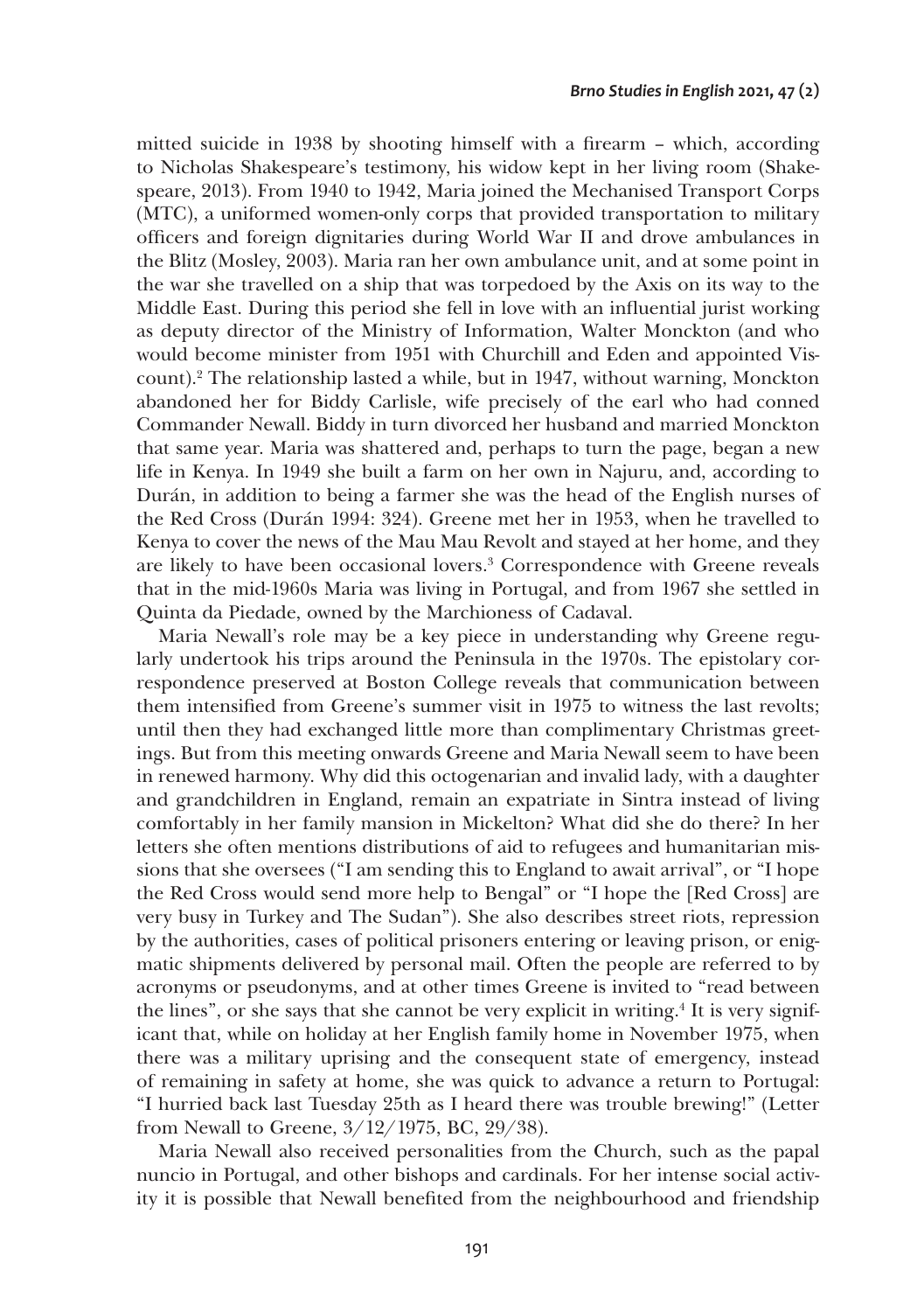mitted suicide in 1938 by shooting himself with a firearm – which, according to Nicholas Shakespeare's testimony, his widow kept in her living room (Shakespeare, 2013). From 1940 to 1942, Maria joined the Mechanised Transport Corps (MTC), a uniformed women-only corps that provided transportation to military officers and foreign dignitaries during World War II and drove ambulances in the Blitz (Mosley, 2003). Maria ran her own ambulance unit, and at some point in the war she travelled on a ship that was torpedoed by the Axis on its way to the Middle East. During this period she fell in love with an influential jurist working as deputy director of the Ministry of Information, Walter Monckton (and who would become minister from 1951 with Churchill and Eden and appointed Viscount).[2] The relationship lasted a while, but in 1947, without warning, Monckton abandoned her for Biddy Carlisle, wife precisely of the earl who had conned Commander Newall. Biddy in turn divorced her husband and married Monckton that same year. Maria was shattered and, perhaps to turn the page, began a new life in Kenya. In 1949 she built a farm on her own in Najuru, and, according to Durán, in addition to being a farmer she was the head of the English nurses of the Red Cross (Durán 1994: 324). Greene met her in 1953, when he travelled to Kenya to cover the news of the Mau Mau Revolt and stayed at her home, and they are likely to have been occasional lovers.[3] Correspondence with Greene reveals that in the mid-1960s Maria was living in Portugal, and from 1967 she settled in Quinta da Piedade, owned by the Marchioness of Cadaval.

Maria Newall's role may be a key piece in understanding why Greene regularly undertook his trips around the Peninsula in the 1970s. The epistolary correspondence preserved at Boston College reveals that communication between them intensified from Greene's summer visit in 1975 to witness the last revolts; until then they had exchanged little more than complimentary Christmas greetings. But from this meeting onwards Greene and Maria Newall seem to have been in renewed harmony. Why did this octogenarian and invalid lady, with a daughter and grandchildren in England, remain an expatriate in Sintra instead of living comfortably in her family mansion in Mickelton? What did she do there? In her letters she often mentions distributions of aid to refugees and humanitarian missions that she oversees ("I am sending this to England to await arrival", or "I hope the Red Cross would send more help to Bengal" or "I hope the [Red Cross] are very busy in Turkey and The Sudan"). She also describes street riots, repression by the authorities, cases of political prisoners entering or leaving prison, or enigmatic shipments delivered by personal mail. Often the people are referred to by acronyms or pseudonyms, and at other times Greene is invited to "read between the lines", or she says that she cannot be very explicit in writing.[4] It is very significant that, while on holiday at her English family home in November 1975, when there was a military uprising and the consequent state of emergency, instead of remaining in safety at home, she was quick to advance a return to Portugal: "I hurried back last Tuesday 25th as I heard there was trouble brewing!" (Letter from Newall to Greene, 3/12/1975, BC, 29/38).

Maria Newall also received personalities from the Church, such as the papal nuncio in Portugal, and other bishops and cardinals. For her intense social activity it is possible that Newall benefited from the neighbourhood and friendship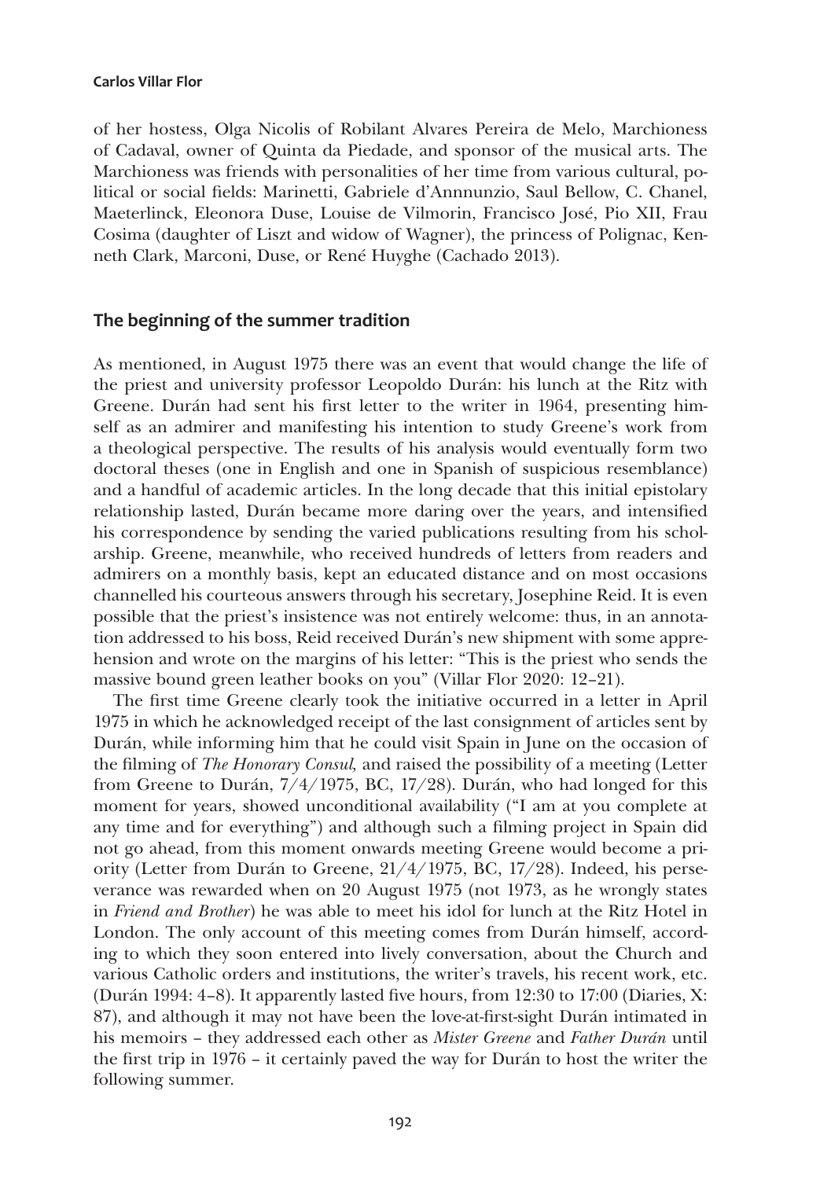of her hostess, Olga Nicolis of Robilant Alvares Pereira de Melo, Marchioness of Cadaval, owner of Quinta da Piedade, and sponsor of the musical arts. The Marchioness was friends with personalities of her time from various cultural, political or social fields: Marinetti, Gabriele d'Annnunzio, Saul Bellow, C. Chanel, Maeterlinck, Eleonora Duse, Louise de Vilmorin, Francisco José, Pio XII, Frau Cosima (daughter of Liszt and widow of Wagner), the princess of Polignac, Kenneth Clark, Marconi, Duse, or René Huyghe (Cachado 2013).

## The beginning of the summer tradition

As mentioned, in August 1975 there was an event that would change the life of the priest and university professor Leopoldo Durán: his lunch at the Ritz with Greene. Durán had sent his first letter to the writer in 1964, presenting himself as an admirer and manifesting his intention to study Greene's work from a theological perspective. The results of his analysis would eventually form two doctoral theses (one in English and one in Spanish of suspicious resemblance) and a handful of academic articles. In the long decade that this initial epistolary relationship lasted, Durán became more daring over the years, and intensified his correspondence by sending the varied publications resulting from his scholarship. Greene, meanwhile, who received hundreds of letters from readers and admirers on a monthly basis, kept an educated distance and on most occasions channelled his courteous answers through his secretary, Josephine Reid. It is even possible that the priest's insistence was not entirely welcome: thus, in an annotation addressed to his boss, Reid received Durán's new shipment with some apprehension and wrote on the margins of his letter: "This is the priest who sends the massive bound green leather books on you" (Villar Flor 2020: 12–21).

The first time Greene clearly took the initiative occurred in a letter in April 1975 in which he acknowledged receipt of the last consignment of articles sent by Durán, while informing him that he could visit Spain in June on the occasion of the filming of *The Honorary Consul,* and raised the possibility of a meeting (Letter from Greene to Durán, 7/4/1975, BC, 17/28). Durán, who had longed for this moment for years, showed unconditional availability ("I am at you complete at any time and for everything") and although such a filming project in Spain did not go ahead, from this moment onwards meeting Greene would become a priority (Letter from Durán to Greene, 21/4/1975, BC, 17/28). Indeed, his perseverance was rewarded when on 20 August 1975 (not 1973, as he wrongly states in *Friend and Brother*) he was able to meet his idol for lunch at the Ritz Hotel in London. The only account of this meeting comes from Durán himself, according to which they soon entered into lively conversation, about the Church and various Catholic orders and institutions, the writer's travels, his recent work, etc. (Durán 1994: 4–8). It apparently lasted five hours, from 12:30 to 17:00 (Diaries, X: 87), and although it may not have been the love-at-first-sight Durán intimated in his memoirs – they addressed each other as *Mister Greene* and *Father Durán* until the first trip in 1976 – it certainly paved the way for Durán to host the writer the following summer.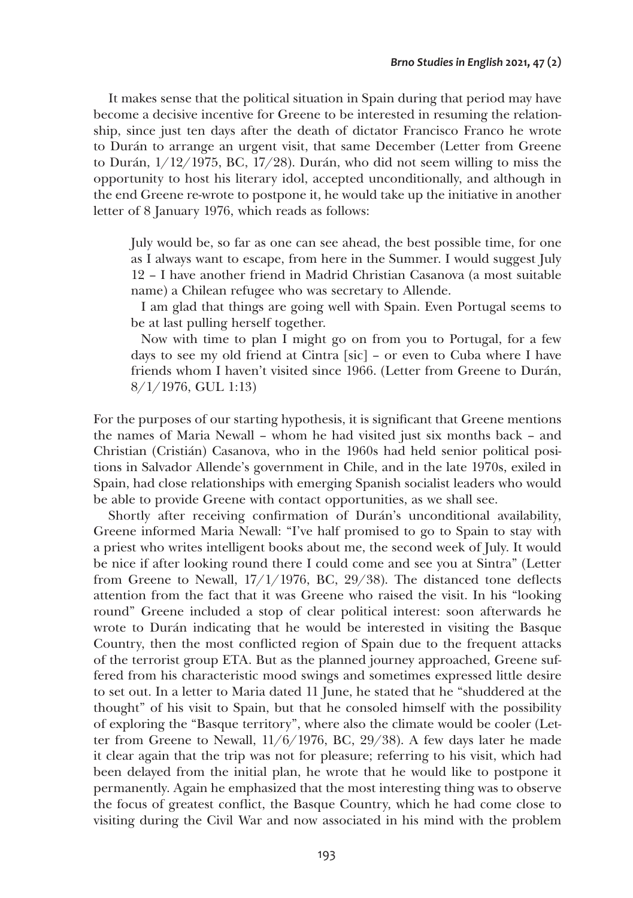It makes sense that the political situation in Spain during that period may have become a decisive incentive for Greene to be interested in resuming the relationship, since just ten days after the death of dictator Francisco Franco he wrote to Durán to arrange an urgent visit, that same December (Letter from Greene to Durán, 1/12/1975, BC, 17/28). Durán, who did not seem willing to miss the opportunity to host his literary idol, accepted unconditionally, and although in the end Greene re-wrote to postpone it, he would take up the initiative in another letter of 8 January 1976, which reads as follows:

> July would be, so far as one can see ahead, the best possible time, for one as I always want to escape, from here in the Summer. I would suggest July 12 – I have another friend in Madrid Christian Casanova (a most suitable name) a Chilean refugee who was secretary to Allende.
>
> I am glad that things are going well with Spain. Even Portugal seems to be at last pulling herself together.
>
> Now with time to plan I might go on from you to Portugal, for a few days to see my old friend at Cintra [sic] – or even to Cuba where I have friends whom I haven't visited since 1966. (Letter from Greene to Durán, 8/1/1976, GUL 1:13)

For the purposes of our starting hypothesis, it is significant that Greene mentions the names of Maria Newall – whom he had visited just six months back – and Christian (Cristián) Casanova, who in the 1960s had held senior political positions in Salvador Allende's government in Chile, and in the late 1970s, exiled in Spain, had close relationships with emerging Spanish socialist leaders who would be able to provide Greene with contact opportunities, as we shall see.

Shortly after receiving confirmation of Durán's unconditional availability, Greene informed Maria Newall: "I've half promised to go to Spain to stay with a priest who writes intelligent books about me, the second week of July. It would be nice if after looking round there I could come and see you at Sintra" (Letter from Greene to Newall, 17/1/1976, BC, 29/38). The distanced tone deflects attention from the fact that it was Greene who raised the visit. In his "looking round" Greene included a stop of clear political interest: soon afterwards he wrote to Durán indicating that he would be interested in visiting the Basque Country, then the most conflicted region of Spain due to the frequent attacks of the terrorist group ETA. But as the planned journey approached, Greene suffered from his characteristic mood swings and sometimes expressed little desire to set out. In a letter to Maria dated 11 June, he stated that he "shuddered at the thought" of his visit to Spain, but that he consoled himself with the possibility of exploring the "Basque territory", where also the climate would be cooler (Letter from Greene to Newall, 11/6/1976, BC, 29/38). A few days later he made it clear again that the trip was not for pleasure; referring to his visit, which had been delayed from the initial plan, he wrote that he would like to postpone it permanently. Again he emphasized that the most interesting thing was to observe the focus of greatest conflict, the Basque Country, which he had come close to visiting during the Civil War and now associated in his mind with the problem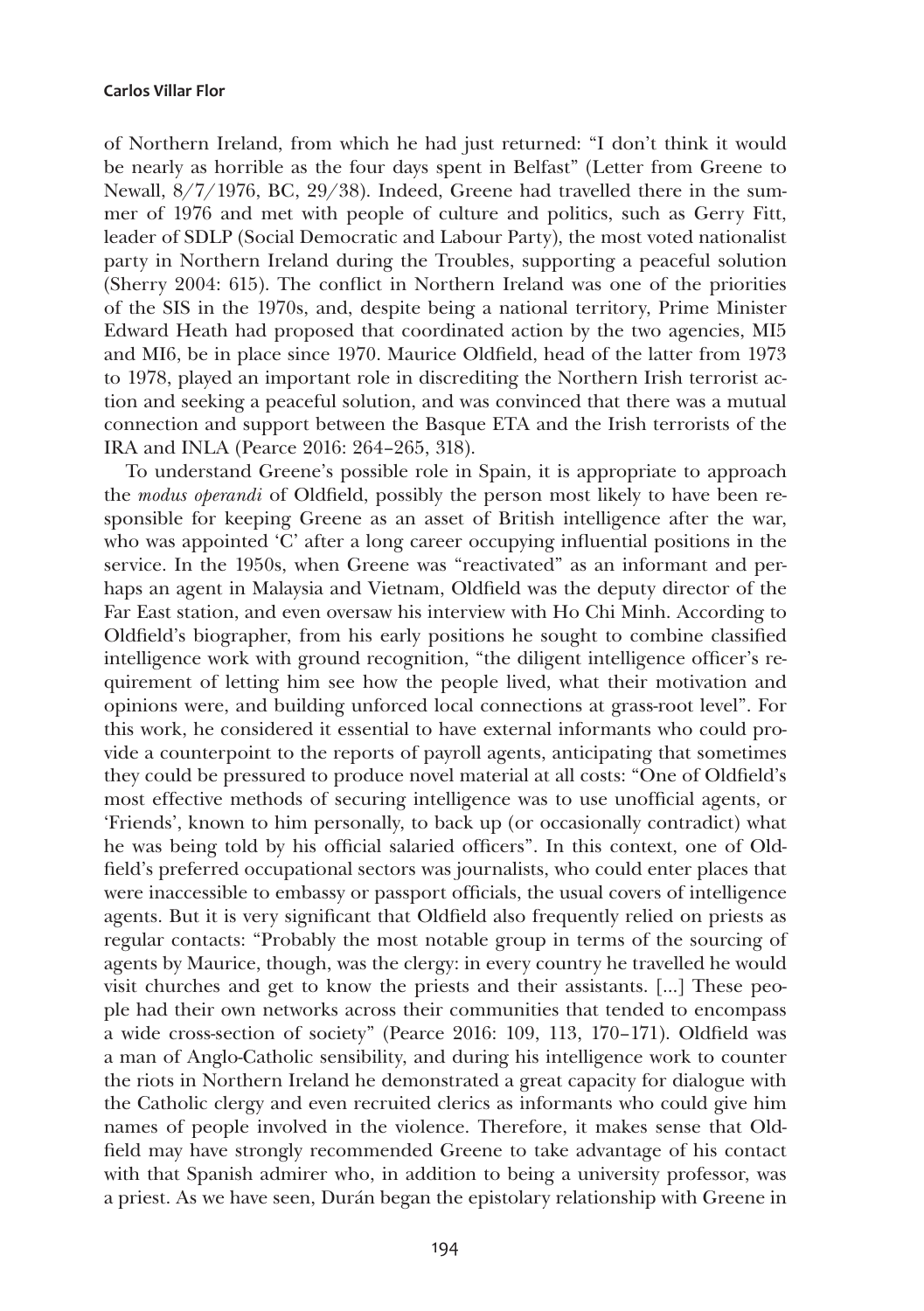of Northern Ireland, from which he had just returned: "I don't think it would be nearly as horrible as the four days spent in Belfast" (Letter from Greene to Newall, 8/7/1976, BC, 29/38). Indeed, Greene had travelled there in the summer of 1976 and met with people of culture and politics, such as Gerry Fitt, leader of SDLP (Social Democratic and Labour Party), the most voted nationalist party in Northern Ireland during the Troubles, supporting a peaceful solution (Sherry 2004: 615). The conflict in Northern Ireland was one of the priorities of the SIS in the 1970s, and, despite being a national territory, Prime Minister Edward Heath had proposed that coordinated action by the two agencies, MI5 and MI6, be in place since 1970. Maurice Oldfield, head of the latter from 1973 to 1978, played an important role in discrediting the Northern Irish terrorist action and seeking a peaceful solution, and was convinced that there was a mutual connection and support between the Basque ETA and the Irish terrorists of the IRA and INLA (Pearce 2016: 264–265, 318).

To understand Greene's possible role in Spain, it is appropriate to approach the *modus operandi* of Oldfield, possibly the person most likely to have been responsible for keeping Greene as an asset of British intelligence after the war, who was appointed 'C' after a long career occupying influential positions in the service. In the 1950s, when Greene was "reactivated" as an informant and perhaps an agent in Malaysia and Vietnam, Oldfield was the deputy director of the Far East station, and even oversaw his interview with Ho Chi Minh. According to Oldfield's biographer, from his early positions he sought to combine classified intelligence work with ground recognition, "the diligent intelligence officer's requirement of letting him see how the people lived, what their motivation and opinions were, and building unforced local connections at grass-root level". For this work, he considered it essential to have external informants who could provide a counterpoint to the reports of payroll agents, anticipating that sometimes they could be pressured to produce novel material at all costs: "One of Oldfield's most effective methods of securing intelligence was to use unofficial agents, or 'Friends', known to him personally, to back up (or occasionally contradict) what he was being told by his official salaried officers". In this context, one of Oldfield's preferred occupational sectors was journalists, who could enter places that were inaccessible to embassy or passport officials, the usual covers of intelligence agents. But it is very significant that Oldfield also frequently relied on priests as regular contacts: "Probably the most notable group in terms of the sourcing of agents by Maurice, though, was the clergy: in every country he travelled he would visit churches and get to know the priests and their assistants. [...] These people had their own networks across their communities that tended to encompass a wide cross-section of society" (Pearce 2016: 109, 113, 170–171). Oldfield was a man of Anglo-Catholic sensibility, and during his intelligence work to counter the riots in Northern Ireland he demonstrated a great capacity for dialogue with the Catholic clergy and even recruited clerics as informants who could give him names of people involved in the violence. Therefore, it makes sense that Oldfield may have strongly recommended Greene to take advantage of his contact with that Spanish admirer who, in addition to being a university professor, was a priest. As we have seen, Durán began the epistolary relationship with Greene in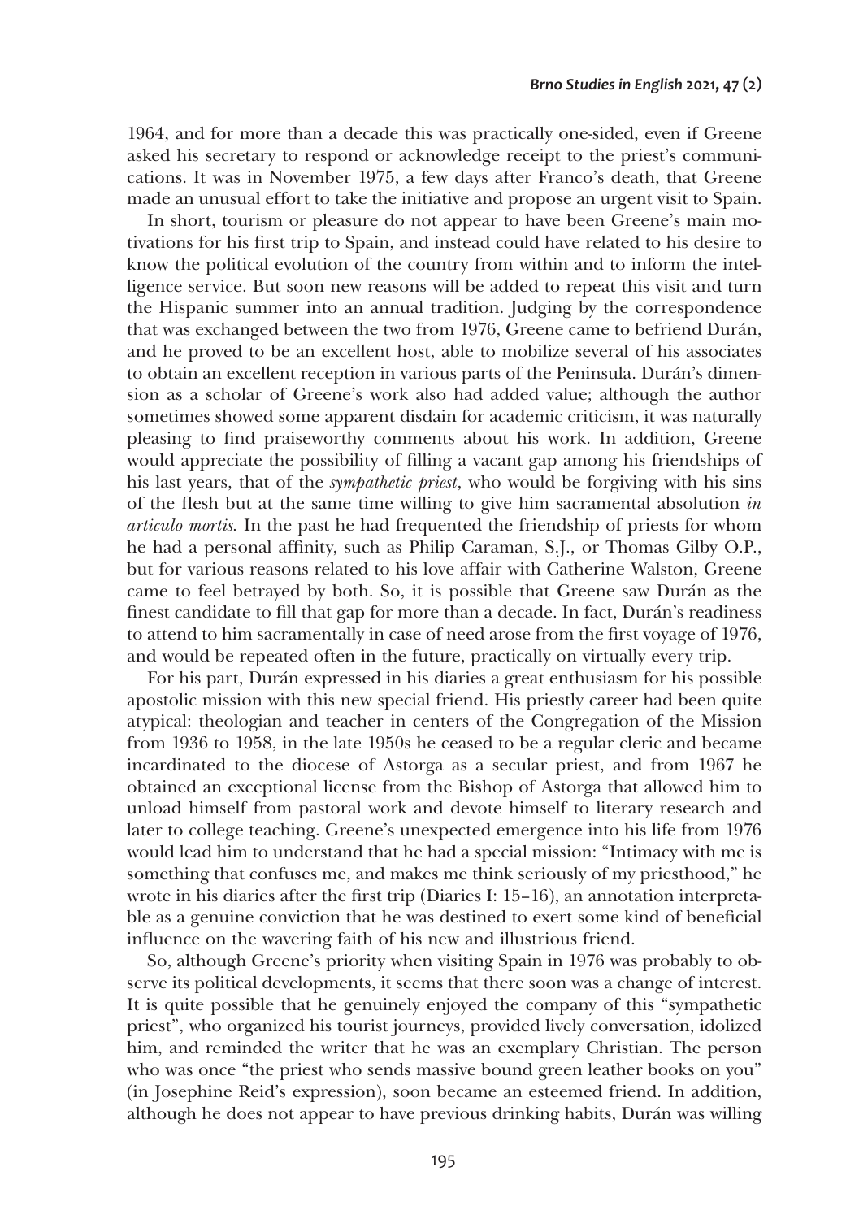1964, and for more than a decade this was practically one-sided, even if Greene asked his secretary to respond or acknowledge receipt to the priest's communications. It was in November 1975, a few days after Franco's death, that Greene made an unusual effort to take the initiative and propose an urgent visit to Spain.

In short, tourism or pleasure do not appear to have been Greene's main motivations for his first trip to Spain, and instead could have related to his desire to know the political evolution of the country from within and to inform the intelligence service. But soon new reasons will be added to repeat this visit and turn the Hispanic summer into an annual tradition. Judging by the correspondence that was exchanged between the two from 1976, Greene came to befriend Durán, and he proved to be an excellent host, able to mobilize several of his associates to obtain an excellent reception in various parts of the Peninsula. Durán's dimension as a scholar of Greene's work also had added value; although the author sometimes showed some apparent disdain for academic criticism, it was naturally pleasing to find praiseworthy comments about his work. In addition, Greene would appreciate the possibility of filling a vacant gap among his friendships of his last years, that of the *sympathetic priest*, who would be forgiving with his sins of the flesh but at the same time willing to give him sacramental absolution *in articulo mortis.* In the past he had frequented the friendship of priests for whom he had a personal affinity, such as Philip Caraman, S.J., or Thomas Gilby O.P., but for various reasons related to his love affair with Catherine Walston, Greene came to feel betrayed by both. So, it is possible that Greene saw Durán as the finest candidate to fill that gap for more than a decade. In fact, Durán's readiness to attend to him sacramentally in case of need arose from the first voyage of 1976, and would be repeated often in the future, practically on virtually every trip.

For his part, Durán expressed in his diaries a great enthusiasm for his possible apostolic mission with this new special friend. His priestly career had been quite atypical: theologian and teacher in centers of the Congregation of the Mission from 1936 to 1958, in the late 1950s he ceased to be a regular cleric and became incardinated to the diocese of Astorga as a secular priest, and from 1967 he obtained an exceptional license from the Bishop of Astorga that allowed him to unload himself from pastoral work and devote himself to literary research and later to college teaching. Greene's unexpected emergence into his life from 1976 would lead him to understand that he had a special mission: "Intimacy with me is something that confuses me, and makes me think seriously of my priesthood," he wrote in his diaries after the first trip (Diaries I: 15–16), an annotation interpretable as a genuine conviction that he was destined to exert some kind of beneficial influence on the wavering faith of his new and illustrious friend.

So, although Greene's priority when visiting Spain in 1976 was probably to observe its political developments, it seems that there soon was a change of interest. It is quite possible that he genuinely enjoyed the company of this "sympathetic priest", who organized his tourist journeys, provided lively conversation, idolized him, and reminded the writer that he was an exemplary Christian. The person who was once "the priest who sends massive bound green leather books on you" (in Josephine Reid's expression), soon became an esteemed friend. In addition, although he does not appear to have previous drinking habits, Durán was willing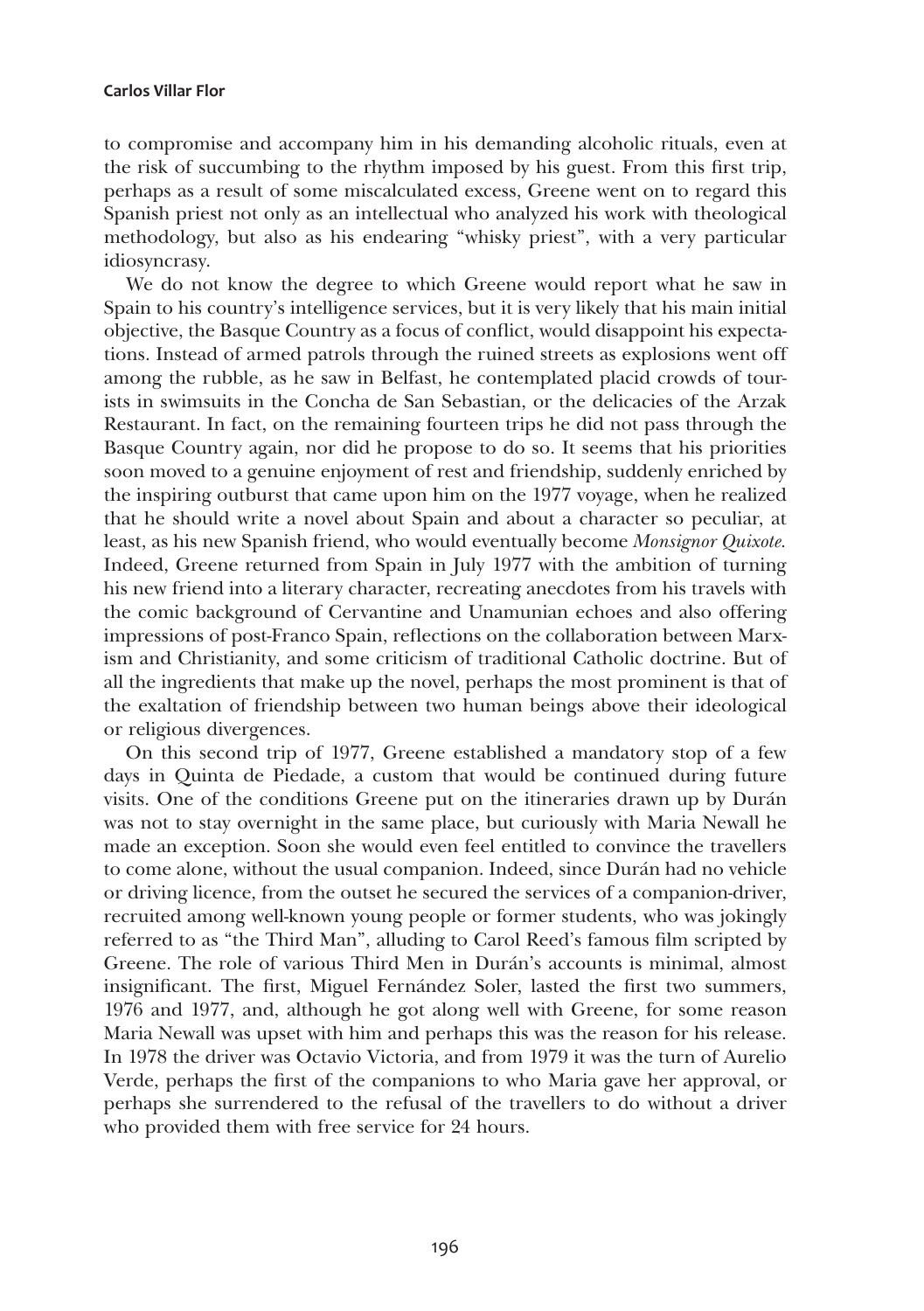to compromise and accompany him in his demanding alcoholic rituals, even at the risk of succumbing to the rhythm imposed by his guest. From this first trip, perhaps as a result of some miscalculated excess, Greene went on to regard this Spanish priest not only as an intellectual who analyzed his work with theological methodology, but also as his endearing "whisky priest", with a very particular idiosyncrasy.

We do not know the degree to which Greene would report what he saw in Spain to his country's intelligence services, but it is very likely that his main initial objective, the Basque Country as a focus of conflict, would disappoint his expectations. Instead of armed patrols through the ruined streets as explosions went off among the rubble, as he saw in Belfast, he contemplated placid crowds of tourists in swimsuits in the Concha de San Sebastian, or the delicacies of the Arzak Restaurant. In fact, on the remaining fourteen trips he did not pass through the Basque Country again, nor did he propose to do so. It seems that his priorities soon moved to a genuine enjoyment of rest and friendship, suddenly enriched by the inspiring outburst that came upon him on the 1977 voyage, when he realized that he should write a novel about Spain and about a character so peculiar, at least, as his new Spanish friend, who would eventually become *Monsignor Quixote.* Indeed, Greene returned from Spain in July 1977 with the ambition of turning his new friend into a literary character, recreating anecdotes from his travels with the comic background of Cervantine and Unamunian echoes and also offering impressions of post-Franco Spain, reflections on the collaboration between Marxism and Christianity, and some criticism of traditional Catholic doctrine. But of all the ingredients that make up the novel, perhaps the most prominent is that of the exaltation of friendship between two human beings above their ideological or religious divergences.

On this second trip of 1977, Greene established a mandatory stop of a few days in Quinta de Piedade, a custom that would be continued during future visits. One of the conditions Greene put on the itineraries drawn up by Durán was not to stay overnight in the same place, but curiously with Maria Newall he made an exception. Soon she would even feel entitled to convince the travellers to come alone, without the usual companion. Indeed, since Durán had no vehicle or driving licence, from the outset he secured the services of a companion-driver, recruited among well-known young people or former students, who was jokingly referred to as "the Third Man", alluding to Carol Reed's famous film scripted by Greene. The role of various Third Men in Durán's accounts is minimal, almost insignificant. The first, Miguel Fernández Soler, lasted the first two summers, 1976 and 1977, and, although he got along well with Greene, for some reason Maria Newall was upset with him and perhaps this was the reason for his release. In 1978 the driver was Octavio Victoria, and from 1979 it was the turn of Aurelio Verde, perhaps the first of the companions to who Maria gave her approval, or perhaps she surrendered to the refusal of the travellers to do without a driver who provided them with free service for 24 hours.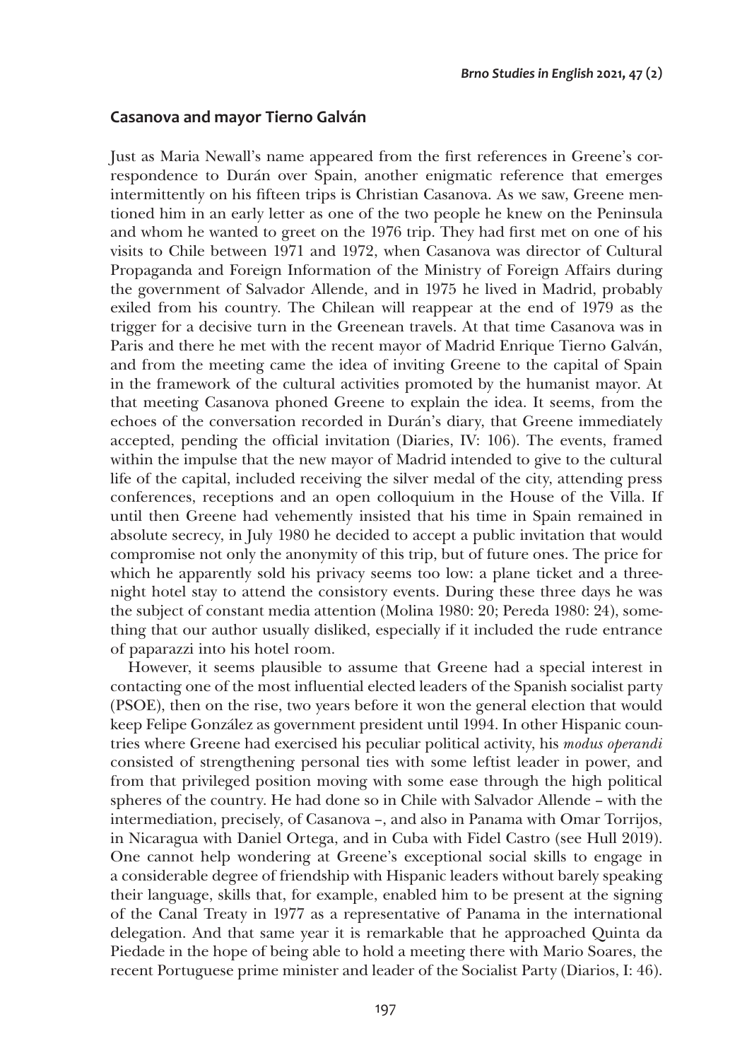## Casanova and mayor Tierno Galván

Just as Maria Newall's name appeared from the first references in Greene's correspondence to Durán over Spain, another enigmatic reference that emerges intermittently on his fifteen trips is Christian Casanova. As we saw, Greene mentioned him in an early letter as one of the two people he knew on the Peninsula and whom he wanted to greet on the 1976 trip. They had first met on one of his visits to Chile between 1971 and 1972, when Casanova was director of Cultural Propaganda and Foreign Information of the Ministry of Foreign Affairs during the government of Salvador Allende, and in 1975 he lived in Madrid, probably exiled from his country. The Chilean will reappear at the end of 1979 as the trigger for a decisive turn in the Greenean travels. At that time Casanova was in Paris and there he met with the recent mayor of Madrid Enrique Tierno Galván, and from the meeting came the idea of inviting Greene to the capital of Spain in the framework of the cultural activities promoted by the humanist mayor. At that meeting Casanova phoned Greene to explain the idea. It seems, from the echoes of the conversation recorded in Durán's diary, that Greene immediately accepted, pending the official invitation (Diaries, IV: 106). The events, framed within the impulse that the new mayor of Madrid intended to give to the cultural life of the capital, included receiving the silver medal of the city, attending press conferences, receptions and an open colloquium in the House of the Villa. If until then Greene had vehemently insisted that his time in Spain remained in absolute secrecy, in July 1980 he decided to accept a public invitation that would compromise not only the anonymity of this trip, but of future ones. The price for which he apparently sold his privacy seems too low: a plane ticket and a three-night hotel stay to attend the consistory events. During these three days he was the subject of constant media attention (Molina 1980: 20; Pereda 1980: 24), something that our author usually disliked, especially if it included the rude entrance of paparazzi into his hotel room.

However, it seems plausible to assume that Greene had a special interest in contacting one of the most influential elected leaders of the Spanish socialist party (PSOE), then on the rise, two years before it won the general election that would keep Felipe González as government president until 1994. In other Hispanic countries where Greene had exercised his peculiar political activity, his *modus operandi* consisted of strengthening personal ties with some leftist leader in power, and from that privileged position moving with some ease through the high political spheres of the country. He had done so in Chile with Salvador Allende – with the intermediation, precisely, of Casanova –, and also in Panama with Omar Torrijos, in Nicaragua with Daniel Ortega, and in Cuba with Fidel Castro (see Hull 2019). One cannot help wondering at Greene's exceptional social skills to engage in a considerable degree of friendship with Hispanic leaders without barely speaking their language, skills that, for example, enabled him to be present at the signing of the Canal Treaty in 1977 as a representative of Panama in the international delegation. And that same year it is remarkable that he approached Quinta da Piedade in the hope of being able to hold a meeting there with Mario Soares, the recent Portuguese prime minister and leader of the Socialist Party (Diarios, I: 46).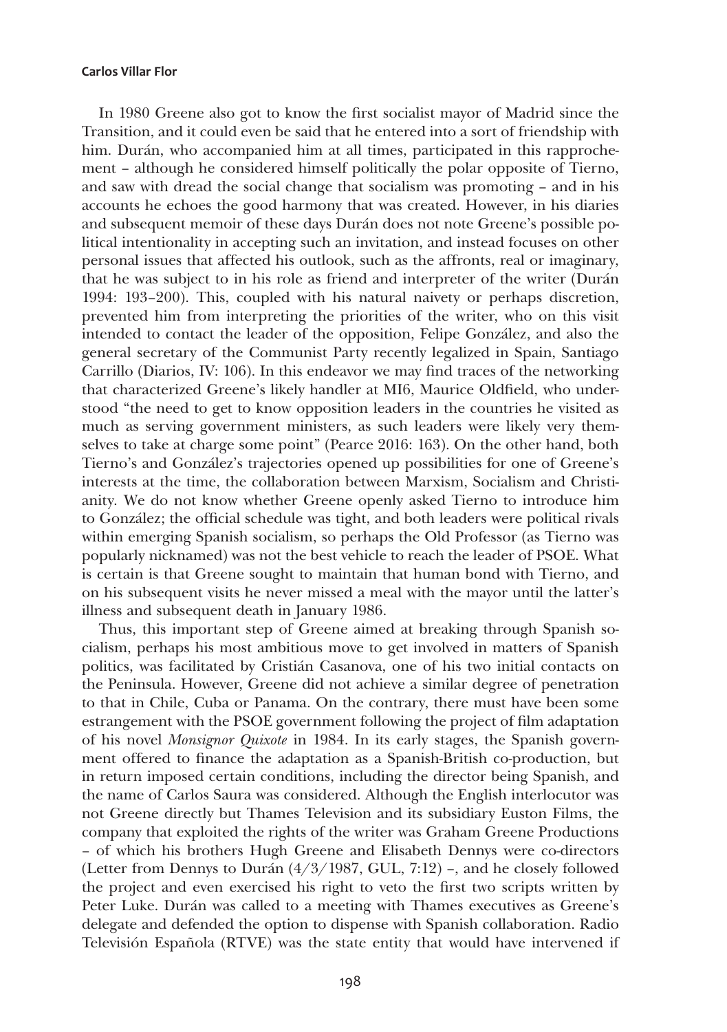In 1980 Greene also got to know the first socialist mayor of Madrid since the Transition, and it could even be said that he entered into a sort of friendship with him. Durán, who accompanied him at all times, participated in this rapprochement – although he considered himself politically the polar opposite of Tierno, and saw with dread the social change that socialism was promoting – and in his accounts he echoes the good harmony that was created. However, in his diaries and subsequent memoir of these days Durán does not note Greene's possible political intentionality in accepting such an invitation, and instead focuses on other personal issues that affected his outlook, such as the affronts, real or imaginary, that he was subject to in his role as friend and interpreter of the writer (Durán 1994: 193–200). This, coupled with his natural naivety or perhaps discretion, prevented him from interpreting the priorities of the writer, who on this visit intended to contact the leader of the opposition, Felipe González, and also the general secretary of the Communist Party recently legalized in Spain, Santiago Carrillo (Diarios, IV: 106). In this endeavor we may find traces of the networking that characterized Greene's likely handler at MI6, Maurice Oldfield, who understood "the need to get to know opposition leaders in the countries he visited as much as serving government ministers, as such leaders were likely very themselves to take at charge some point" (Pearce 2016: 163). On the other hand, both Tierno's and González's trajectories opened up possibilities for one of Greene's interests at the time, the collaboration between Marxism, Socialism and Christianity. We do not know whether Greene openly asked Tierno to introduce him to González; the official schedule was tight, and both leaders were political rivals within emerging Spanish socialism, so perhaps the Old Professor (as Tierno was popularly nicknamed) was not the best vehicle to reach the leader of PSOE. What is certain is that Greene sought to maintain that human bond with Tierno, and on his subsequent visits he never missed a meal with the mayor until the latter's illness and subsequent death in January 1986.

Thus, this important step of Greene aimed at breaking through Spanish socialism, perhaps his most ambitious move to get involved in matters of Spanish politics, was facilitated by Cristián Casanova, one of his two initial contacts on the Peninsula. However, Greene did not achieve a similar degree of penetration to that in Chile, Cuba or Panama. On the contrary, there must have been some estrangement with the PSOE government following the project of film adaptation of his novel *Monsignor Quixote* in 1984. In its early stages, the Spanish government offered to finance the adaptation as a Spanish-British co-production, but in return imposed certain conditions, including the director being Spanish, and the name of Carlos Saura was considered. Although the English interlocutor was not Greene directly but Thames Television and its subsidiary Euston Films, the company that exploited the rights of the writer was Graham Greene Productions – of which his brothers Hugh Greene and Elisabeth Dennys were co-directors (Letter from Dennys to Durán (4/3/1987, GUL, 7:12) –, and he closely followed the project and even exercised his right to veto the first two scripts written by Peter Luke. Durán was called to a meeting with Thames executives as Greene's delegate and defended the option to dispense with Spanish collaboration. Radio Televisión Española (RTVE) was the state entity that would have intervened if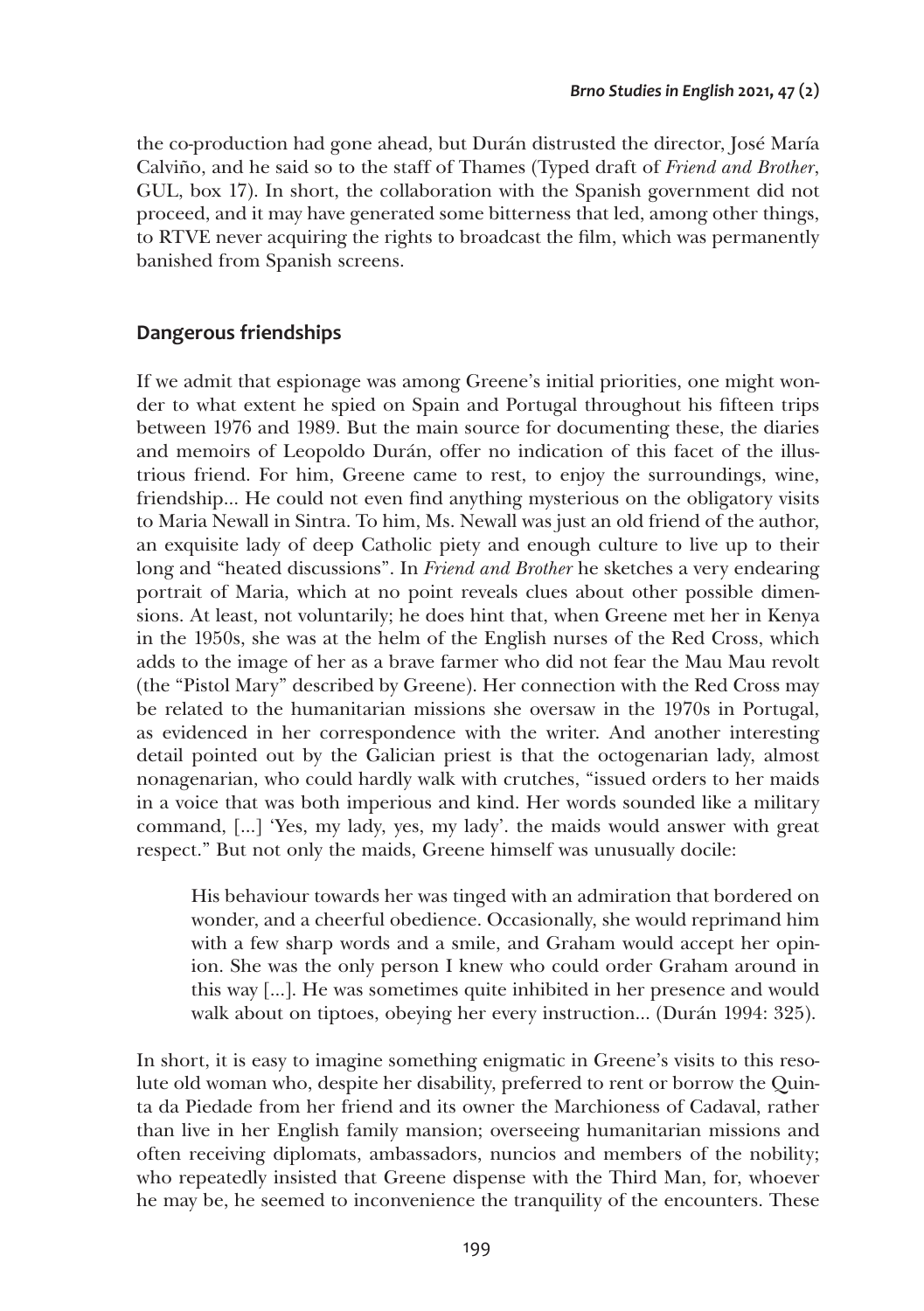the co-production had gone ahead, but Durán distrusted the director, José María Calviño, and he said so to the staff of Thames (Typed draft of *Friend and Brother*, GUL, box 17). In short, the collaboration with the Spanish government did not proceed, and it may have generated some bitterness that led, among other things, to RTVE never acquiring the rights to broadcast the film, which was permanently banished from Spanish screens.

## Dangerous friendships

If we admit that espionage was among Greene's initial priorities, one might wonder to what extent he spied on Spain and Portugal throughout his fifteen trips between 1976 and 1989. But the main source for documenting these, the diaries and memoirs of Leopoldo Durán, offer no indication of this facet of the illustrious friend. For him, Greene came to rest, to enjoy the surroundings, wine, friendship... He could not even find anything mysterious on the obligatory visits to Maria Newall in Sintra. To him, Ms. Newall was just an old friend of the author, an exquisite lady of deep Catholic piety and enough culture to live up to their long and "heated discussions". In *Friend and Brother* he sketches a very endearing portrait of Maria, which at no point reveals clues about other possible dimensions. At least, not voluntarily; he does hint that, when Greene met her in Kenya in the 1950s, she was at the helm of the English nurses of the Red Cross, which adds to the image of her as a brave farmer who did not fear the Mau Mau revolt (the "Pistol Mary" described by Greene). Her connection with the Red Cross may be related to the humanitarian missions she oversaw in the 1970s in Portugal, as evidenced in her correspondence with the writer. And another interesting detail pointed out by the Galician priest is that the octogenarian lady, almost nonagenarian, who could hardly walk with crutches, "issued orders to her maids in a voice that was both imperious and kind. Her words sounded like a military command, [...] 'Yes, my lady, yes, my lady'. the maids would answer with great respect." But not only the maids, Greene himself was unusually docile:

> His behaviour towards her was tinged with an admiration that bordered on wonder, and a cheerful obedience. Occasionally, she would reprimand him with a few sharp words and a smile, and Graham would accept her opinion. She was the only person I knew who could order Graham around in this way [...]. He was sometimes quite inhibited in her presence and would walk about on tiptoes, obeying her every instruction... (Durán 1994: 325).

In short, it is easy to imagine something enigmatic in Greene's visits to this resolute old woman who, despite her disability, preferred to rent or borrow the Quinta da Piedade from her friend and its owner the Marchioness of Cadaval, rather than live in her English family mansion; overseeing humanitarian missions and often receiving diplomats, ambassadors, nuncios and members of the nobility; who repeatedly insisted that Greene dispense with the Third Man, for, whoever he may be, he seemed to inconvenience the tranquility of the encounters. These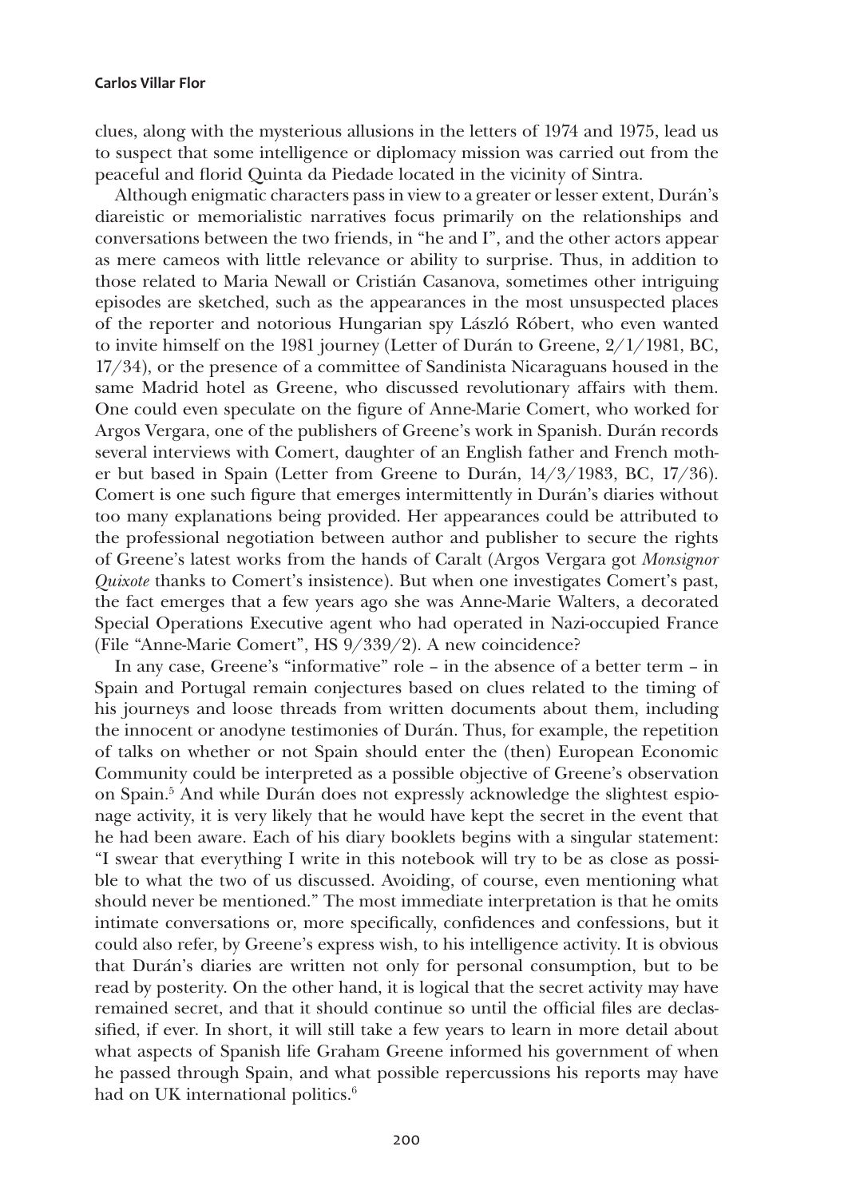clues, along with the mysterious allusions in the letters of 1974 and 1975, lead us to suspect that some intelligence or diplomacy mission was carried out from the peaceful and florid Quinta da Piedade located in the vicinity of Sintra.

Although enigmatic characters pass in view to a greater or lesser extent, Durán's diareistic or memorialistic narratives focus primarily on the relationships and conversations between the two friends, in "he and I", and the other actors appear as mere cameos with little relevance or ability to surprise. Thus, in addition to those related to Maria Newall or Cristián Casanova, sometimes other intriguing episodes are sketched, such as the appearances in the most unsuspected places of the reporter and notorious Hungarian spy László Róbert, who even wanted to invite himself on the 1981 journey (Letter of Durán to Greene, 2/1/1981, BC, 17/34), or the presence of a committee of Sandinista Nicaraguans housed in the same Madrid hotel as Greene, who discussed revolutionary affairs with them. One could even speculate on the figure of Anne-Marie Comert, who worked for Argos Vergara, one of the publishers of Greene's work in Spanish. Durán records several interviews with Comert, daughter of an English father and French mother but based in Spain (Letter from Greene to Durán, 14/3/1983, BC, 17/36). Comert is one such figure that emerges intermittently in Durán's diaries without too many explanations being provided. Her appearances could be attributed to the professional negotiation between author and publisher to secure the rights of Greene's latest works from the hands of Caralt (Argos Vergara got *Monsignor Quixote* thanks to Comert's insistence). But when one investigates Comert's past, the fact emerges that a few years ago she was Anne-Marie Walters, a decorated Special Operations Executive agent who had operated in Nazi-occupied France (File "Anne-Marie Comert", HS 9/339/2). A new coincidence?

In any case, Greene's "informative" role – in the absence of a better term – in Spain and Portugal remain conjectures based on clues related to the timing of his journeys and loose threads from written documents about them, including the innocent or anodyne testimonies of Durán. Thus, for example, the repetition of talks on whether or not Spain should enter the (then) European Economic Community could be interpreted as a possible objective of Greene's observation on Spain.[5] And while Durán does not expressly acknowledge the slightest espionage activity, it is very likely that he would have kept the secret in the event that he had been aware. Each of his diary booklets begins with a singular statement: "I swear that everything I write in this notebook will try to be as close as possible to what the two of us discussed. Avoiding, of course, even mentioning what should never be mentioned." The most immediate interpretation is that he omits intimate conversations or, more specifically, confidences and confessions, but it could also refer, by Greene's express wish, to his intelligence activity. It is obvious that Durán's diaries are written not only for personal consumption, but to be read by posterity. On the other hand, it is logical that the secret activity may have remained secret, and that it should continue so until the official files are declassified, if ever. In short, it will still take a few years to learn in more detail about what aspects of Spanish life Graham Greene informed his government of when he passed through Spain, and what possible repercussions his reports may have had on UK international politics.[6]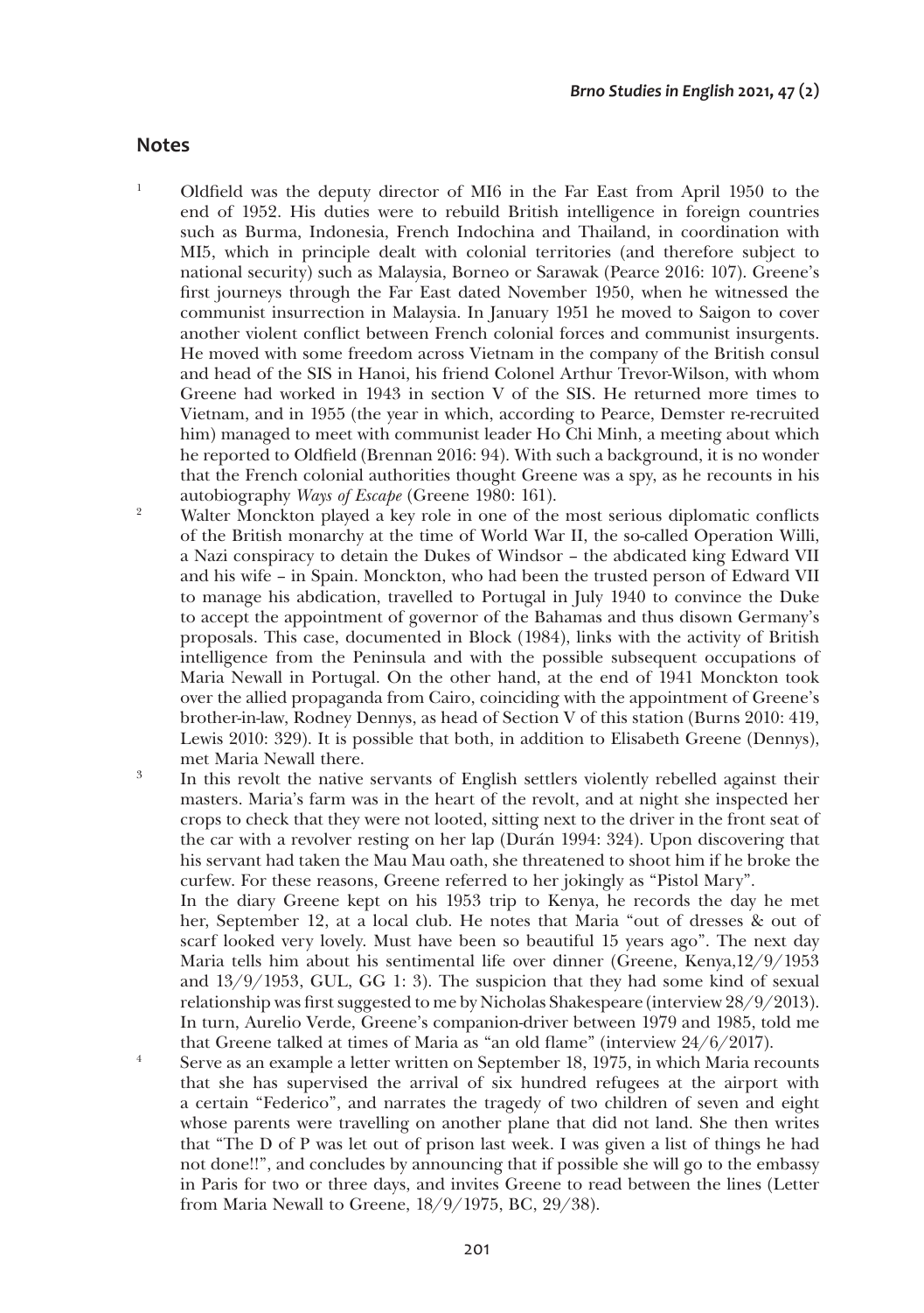## Notes

1. Oldfield was the deputy director of MI6 in the Far East from April 1950 to the end of 1952. His duties were to rebuild British intelligence in foreign countries such as Burma, Indonesia, French Indochina and Thailand, in coordination with MI5, which in principle dealt with colonial territories (and therefore subject to national security) such as Malaysia, Borneo or Sarawak (Pearce 2016: 107). Greene's first journeys through the Far East dated November 1950, when he witnessed the communist insurrection in Malaysia. In January 1951 he moved to Saigon to cover another violent conflict between French colonial forces and communist insurgents. He moved with some freedom across Vietnam in the company of the British consul and head of the SIS in Hanoi, his friend Colonel Arthur Trevor-Wilson, with whom Greene had worked in 1943 in section V of the SIS. He returned more times to Vietnam, and in 1955 (the year in which, according to Pearce, Demster re-recruited him) managed to meet with communist leader Ho Chi Minh, a meeting about which he reported to Oldfield (Brennan 2016: 94). With such a background, it is no wonder that the French colonial authorities thought Greene was a spy, as he recounts in his autobiography *Ways of Escape* (Greene 1980: 161).

2. Walter Monckton played a key role in one of the most serious diplomatic conflicts of the British monarchy at the time of World War II, the so-called Operation Willi, a Nazi conspiracy to detain the Dukes of Windsor – the abdicated king Edward VII and his wife – in Spain. Monckton, who had been the trusted person of Edward VII to manage his abdication, travelled to Portugal in July 1940 to convince the Duke to accept the appointment of governor of the Bahamas and thus disown Germany's proposals. This case, documented in Block (1984), links with the activity of British intelligence from the Peninsula and with the possible subsequent occupations of Maria Newall in Portugal. On the other hand, at the end of 1941 Monckton took over the allied propaganda from Cairo, coinciding with the appointment of Greene's brother-in-law, Rodney Dennys, as head of Section V of this station (Burns 2010: 419, Lewis 2010: 329). It is possible that both, in addition to Elisabeth Greene (Dennys), met Maria Newall there.

3. In this revolt the native servants of English settlers violently rebelled against their masters. Maria's farm was in the heart of the revolt, and at night she inspected her crops to check that they were not looted, sitting next to the driver in the front seat of the car with a revolver resting on her lap (Durán 1994: 324). Upon discovering that his servant had taken the Mau Mau oath, she threatened to shoot him if he broke the curfew. For these reasons, Greene referred to her jokingly as "Pistol Mary".
   In the diary Greene kept on his 1953 trip to Kenya, he records the day he met her, September 12, at a local club. He notes that Maria "out of dresses & out of scarf looked very lovely. Must have been so beautiful 15 years ago". The next day Maria tells him about his sentimental life over dinner (Greene, Kenya,12/9/1953 and 13/9/1953, GUL, GG 1: 3). The suspicion that they had some kind of sexual relationship was first suggested to me by Nicholas Shakespeare (interview 28/9/2013). In turn, Aurelio Verde, Greene's companion-driver between 1979 and 1985, told me that Greene talked at times of Maria as "an old flame" (interview 24/6/2017).

4. Serve as an example a letter written on September 18, 1975, in which Maria recounts that she has supervised the arrival of six hundred refugees at the airport with a certain "Federico", and narrates the tragedy of two children of seven and eight whose parents were travelling on another plane that did not land. She then writes that "The D of P was let out of prison last week. I was given a list of things he had not done!!", and concludes by announcing that if possible she will go to the embassy in Paris for two or three days, and invites Greene to read between the lines (Letter from Maria Newall to Greene, 18/9/1975, BC, 29/38).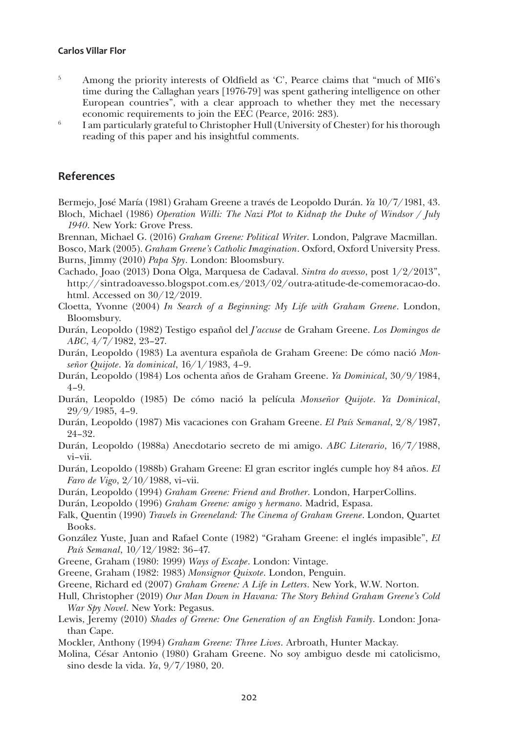5 Among the priority interests of Oldfield as 'C', Pearce claims that "much of MI6's time during the Callaghan years [1976-79] was spent gathering intelligence on other European countries", with a clear approach to whether they met the necessary economic requirements to join the EEC (Pearce, 2016: 283).

6 I am particularly grateful to Christopher Hull (University of Chester) for his thorough reading of this paper and his insightful comments.

## References

Bermejo, José María (1981) Graham Greene a través de Leopoldo Durán. *Ya* 10/7/1981, 43.

Bloch, Michael (1986) *Operation Willi: The Nazi Plot to Kidnap the Duke of Windsor / July 1940*. New York: Grove Press.

Brennan, Michael G. (2016) *Graham Greene: Political Writer*. London, Palgrave Macmillan.

Bosco, Mark (2005). *Graham Greene's Catholic Imagination*. Oxford, Oxford University Press.

Burns, Jimmy (2010) *Papa Spy*. London: Bloomsbury.

Cachado, Joao (2013) Dona Olga, Marquesa de Cadaval. *Sintra do avesso*, post 1/2/2013", http://sintradoavesso.blogspot.com.es/2013/02/outra-atitude-de-comemoracao-do.html. Accessed on 30/12/2019.

Cloetta, Yvonne (2004) *In Search of a Beginning: My Life with Graham Greene*. London, Bloomsbury.

Durán, Leopoldo (1982) Testigo español del *J'accuse* de Graham Greene. *Los Domingos de ABC*, 4/7/1982, 23–27.

Durán, Leopoldo (1983) La aventura española de Graham Greene: De cómo nació *Monseñor Quijote*. *Ya dominical*, 16/1/1983, 4–9.

Durán, Leopoldo (1984) Los ochenta años de Graham Greene. *Ya Dominical*, 30/9/1984, 4–9.

Durán, Leopoldo (1985) De cómo nació la película *Monseñor Quijote*. *Ya Dominical*, 29/9/1985, 4–9.

Durán, Leopoldo (1987) Mis vacaciones con Graham Greene. *El País Semanal*, 2/8/1987, 24–32.

Durán, Leopoldo (1988a) Anecdotario secreto de mi amigo. *ABC Literario*, 16/7/1988, vi–vii.

Durán, Leopoldo (1988b) Graham Greene: El gran escritor inglés cumple hoy 84 años. *El Faro de Vigo*, 2/10/1988, vi–vii.

Durán, Leopoldo (1994) *Graham Greene: Friend and Brother*. London, HarperCollins.

Durán, Leopoldo (1996) *Graham Greene: amigo y hermano*. Madrid, Espasa.

Falk, Quentin (1990) *Travels in Greeneland: The Cinema of Graham Greene*. London, Quartet Books.

González Yuste, Juan and Rafael Conte (1982) "Graham Greene: el inglés impasible", *El País Semanal*, 10/12/1982: 36–47.

Greene, Graham (1980: 1999) *Ways of Escape*. London: Vintage.

Greene, Graham (1982: 1983) *Monsignor Quixote*. London, Penguin.

Greene, Richard ed (2007) *Graham Greene: A Life in Letters*. New York, W.W. Norton.

Hull, Christopher (2019) *Our Man Down in Havana: The Story Behind Graham Greene's Cold War Spy Novel*. New York: Pegasus.

Lewis, Jeremy (2010) *Shades of Greene: One Generation of an English Family*. London: Jonathan Cape.

Mockler, Anthony (1994) *Graham Greene: Three Lives*. Arbroath, Hunter Mackay.

Molina, César Antonio (1980) Graham Greene. No soy ambiguo desde mi catolicismo, sino desde la vida. *Ya*, 9/7/1980, 20.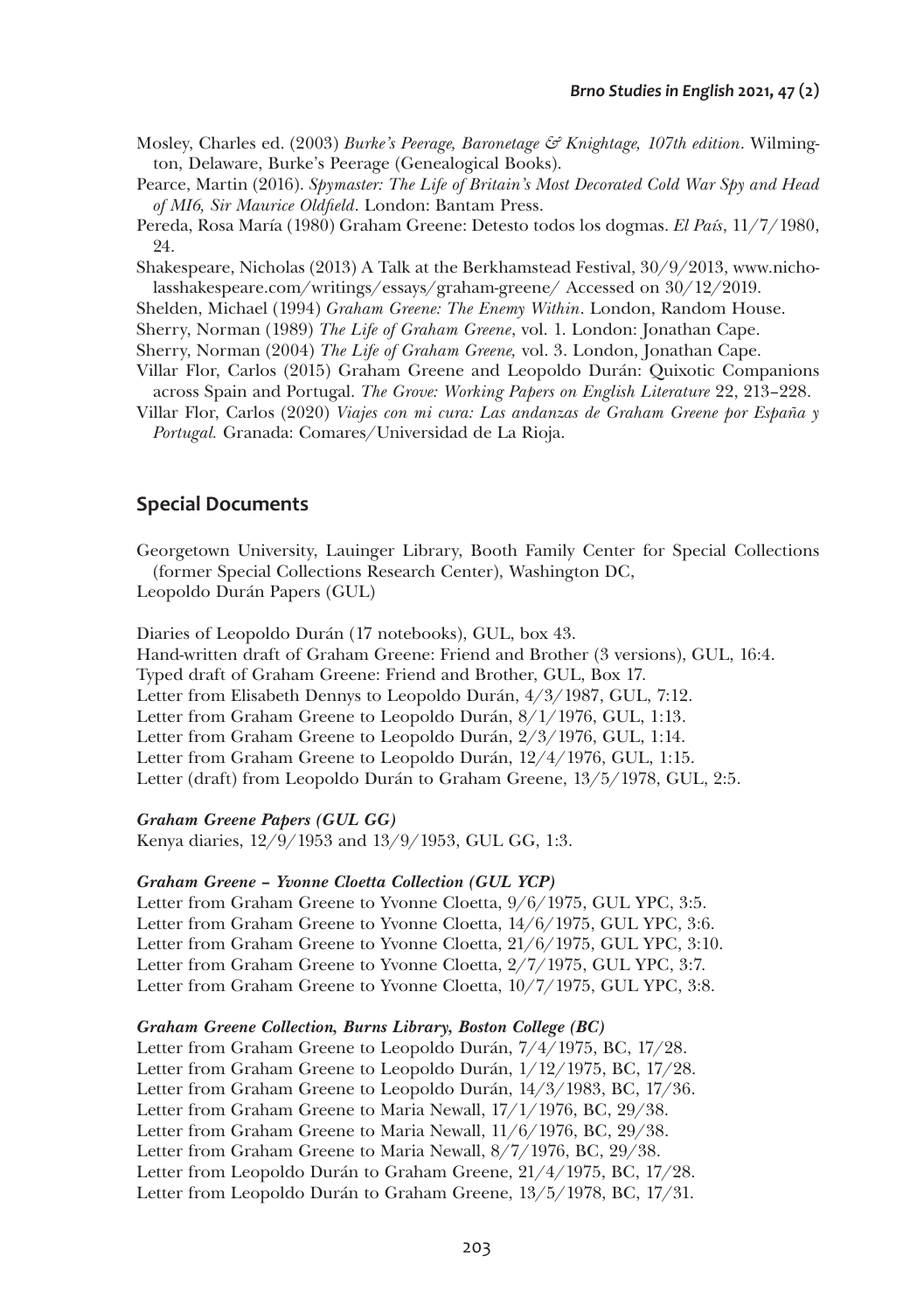Mosley, Charles ed. (2003) *Burke's Peerage, Baronetage & Knightage, 107th edition*. Wilmington, Delaware, Burke's Peerage (Genealogical Books).

Pearce, Martin (2016). *Spymaster: The Life of Britain's Most Decorated Cold War Spy and Head of MI6, Sir Maurice Oldfield*. London: Bantam Press.

Pereda, Rosa María (1980) Graham Greene: Detesto todos los dogmas. *El País*, 11/7/1980, 24.

Shakespeare, Nicholas (2013) A Talk at the Berkhamstead Festival, 30/9/2013, www.nicholasshakespeare.com/writings/essays/graham-greene/ Accessed on 30/12/2019.

Shelden, Michael (1994) *Graham Greene: The Enemy Within*. London, Random House.

Sherry, Norman (1989) *The Life of Graham Greene*, vol. 1. London: Jonathan Cape.

Sherry, Norman (2004) *The Life of Graham Greene,* vol. 3. London, Jonathan Cape.

Villar Flor, Carlos (2015) Graham Greene and Leopoldo Durán: Quixotic Companions across Spain and Portugal. *The Grove: Working Papers on English Literature* 22, 213–228.

Villar Flor, Carlos (2020) *Viajes con mi cura: Las andanzas de Graham Greene por España y Portugal.* Granada: Comares/Universidad de La Rioja.

## Special Documents

Georgetown University, Lauinger Library, Booth Family Center for Special Collections (former Special Collections Research Center), Washington DC,
Leopoldo Durán Papers (GUL)

Diaries of Leopoldo Durán (17 notebooks), GUL, box 43.
Hand-written draft of Graham Greene: Friend and Brother (3 versions), GUL, 16:4.
Typed draft of Graham Greene: Friend and Brother, GUL, Box 17.
Letter from Elisabeth Dennys to Leopoldo Durán, 4/3/1987, GUL, 7:12.
Letter from Graham Greene to Leopoldo Durán, 8/1/1976, GUL, 1:13.
Letter from Graham Greene to Leopoldo Durán, 2/3/1976, GUL, 1:14.
Letter from Graham Greene to Leopoldo Durán, 12/4/1976, GUL, 1:15.
Letter (draft) from Leopoldo Durán to Graham Greene, 13/5/1978, GUL, 2:5.

***Graham Greene Papers (GUL GG)***
Kenya diaries, 12/9/1953 and 13/9/1953, GUL GG, 1:3.

***Graham Greene – Yvonne Cloetta Collection (GUL YCP)***
Letter from Graham Greene to Yvonne Cloetta, 9/6/1975, GUL YPC, 3:5.
Letter from Graham Greene to Yvonne Cloetta, 14/6/1975, GUL YPC, 3:6.
Letter from Graham Greene to Yvonne Cloetta, 21/6/1975, GUL YPC, 3:10.
Letter from Graham Greene to Yvonne Cloetta, 2/7/1975, GUL YPC, 3:7.
Letter from Graham Greene to Yvonne Cloetta, 10/7/1975, GUL YPC, 3:8.

***Graham Greene Collection, Burns Library, Boston College (BC)***
Letter from Graham Greene to Leopoldo Durán, 7/4/1975, BC, 17/28.
Letter from Graham Greene to Leopoldo Durán, 1/12/1975, BC, 17/28.
Letter from Graham Greene to Leopoldo Durán, 14/3/1983, BC, 17/36.
Letter from Graham Greene to Maria Newall, 17/1/1976, BC, 29/38.
Letter from Graham Greene to Maria Newall, 11/6/1976, BC, 29/38.
Letter from Graham Greene to Maria Newall, 8/7/1976, BC, 29/38.
Letter from Leopoldo Durán to Graham Greene, 21/4/1975, BC, 17/28.
Letter from Leopoldo Durán to Graham Greene, 13/5/1978, BC, 17/31.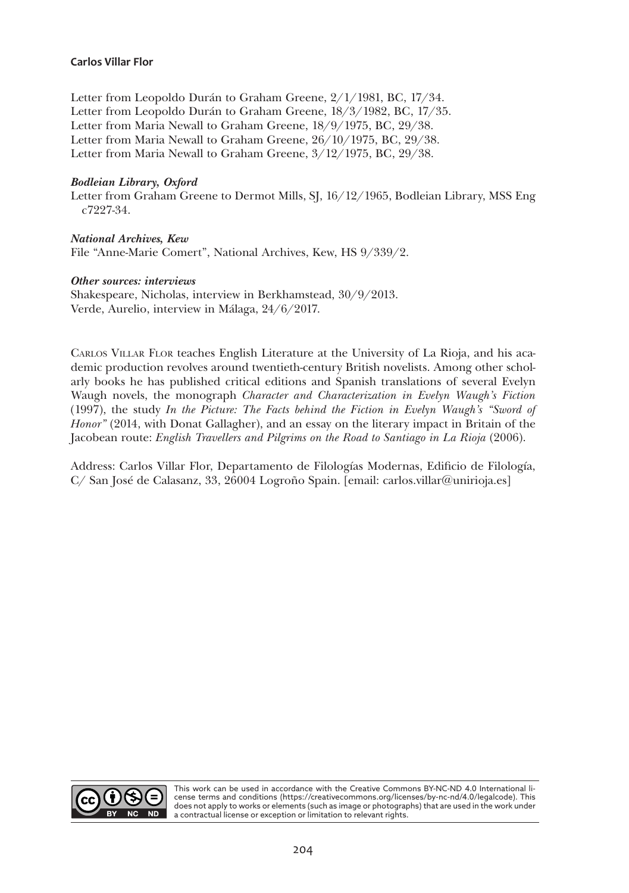Letter from Leopoldo Durán to Graham Greene, 2/1/1981, BC, 17/34.
Letter from Leopoldo Durán to Graham Greene, 18/3/1982, BC, 17/35.
Letter from Maria Newall to Graham Greene, 18/9/1975, BC, 29/38.
Letter from Maria Newall to Graham Greene, 26/10/1975, BC, 29/38.
Letter from Maria Newall to Graham Greene, 3/12/1975, BC, 29/38.

***Bodleian Library, Oxford***

Letter from Graham Greene to Dermot Mills, SJ, 16/12/1965, Bodleian Library, MSS Eng c7227-34.

***National Archives, Kew***

File "Anne-Marie Comert", National Archives, Kew, HS 9/339/2.

***Other sources: interviews***

Shakespeare, Nicholas, interview in Berkhamstead, 30/9/2013.
Verde, Aurelio, interview in Málaga, 24/6/2017.

Carlos Villar Flor teaches English Literature at the University of La Rioja, and his academic production revolves around twentieth-century British novelists. Among other scholarly books he has published critical editions and Spanish translations of several Evelyn Waugh novels, the monograph *Character and Characterization in Evelyn Waugh's Fiction* (1997), the study *In the Picture: The Facts behind the Fiction in Evelyn Waugh's "Sword of Honor"* (2014, with Donat Gallagher), and an essay on the literary impact in Britain of the Jacobean route: *English Travellers and Pilgrims on the Road to Santiago in La Rioja* (2006).

Address: Carlos Villar Flor, Departamento de Filologías Modernas, Edificio de Filología, C/ San José de Calasanz, 33, 26004 Logroño Spain. [email: carlos.villar@unirioja.es]

This work can be used in accordance with the Creative Commons BY-NC-ND 4.0 International license terms and conditions (https://creativecommons.org/licenses/by-nc-nd/4.0/legalcode). This does not apply to works or elements (such as image or photographs) that are used in the work under a contractual license or exception or limitation to relevant rights.